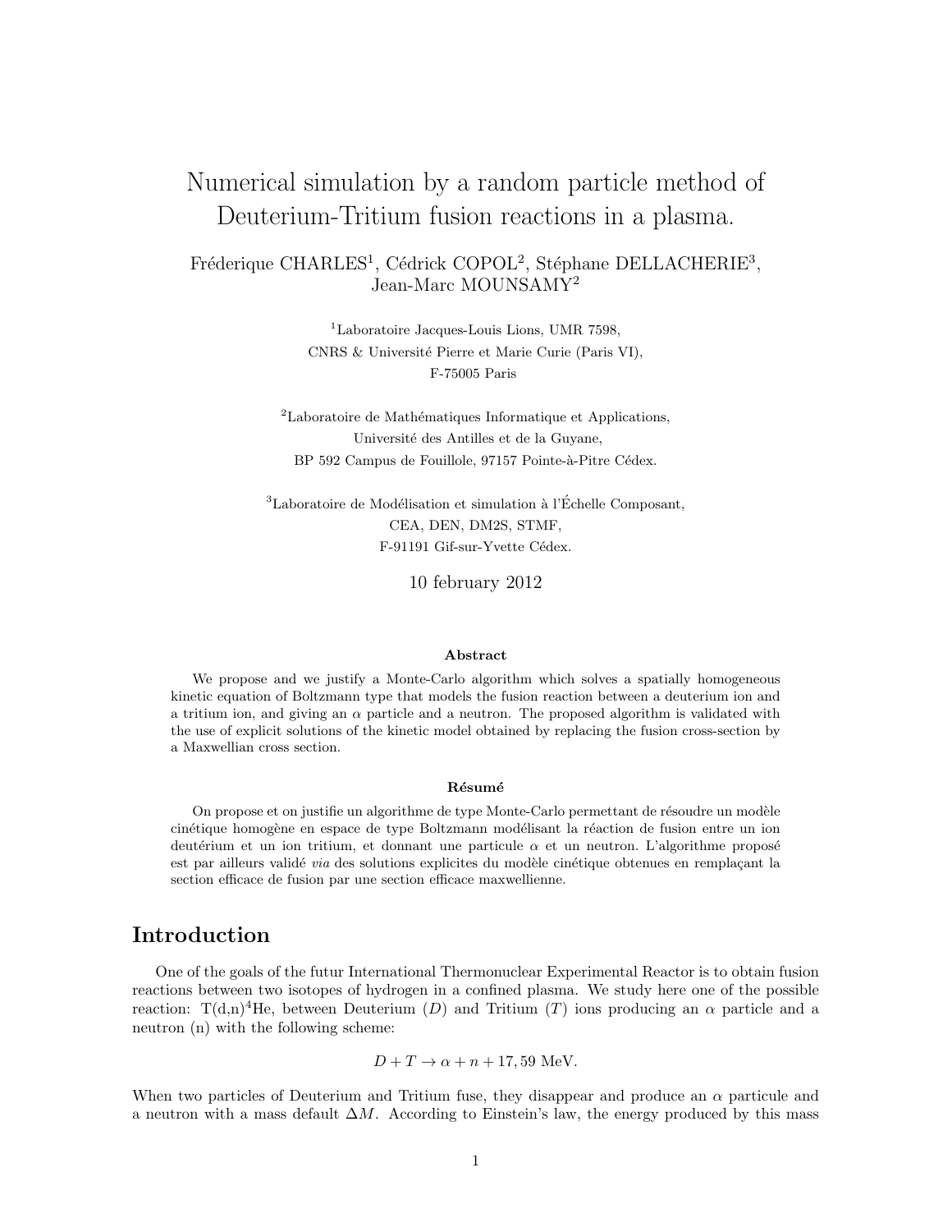# Numerical simulation by a random particle method of Deuterium-Tritium fusion reactions in a plasma.

Fréderique CHARLES[1], Cédrick COPOL[2], Stéphane DELLACHERIE[3], Jean-Marc MOUNSAMY[2]

[1]Laboratoire Jacques-Louis Lions, UMR 7598,
CNRS & Université Pierre et Marie Curie (Paris VI),
F-75005 Paris

[2]Laboratoire de Mathématiques Informatique et Applications,
Université des Antilles et de la Guyane,
BP 592 Campus de Fouillole, 97157 Pointe-à-Pitre Cédex.

[3]Laboratoire de Modélisation et simulation à l'Échelle Composant,
CEA, DEN, DM2S, STMF,
F-91191 Gif-sur-Yvette Cédex.

10 february 2012

**Abstract**

We propose and we justify a Monte-Carlo algorithm which solves a spatially homogeneous kinetic equation of Boltzmann type that models the fusion reaction between a deuterium ion and a tritium ion, and giving an $\alpha$ particle and a neutron. The proposed algorithm is validated with the use of explicit solutions of the kinetic model obtained by replacing the fusion cross-section by a Maxwellian cross section.

**Résumé**

On propose et on justifie un algorithme de type Monte-Carlo permettant de résoudre un modèle cinétique homogène en espace de type Boltzmann modélisant la réaction de fusion entre un ion deutérium et un ion tritium, et donnant une particule $\alpha$ et un neutron. L'algorithme proposé est par ailleurs validé *via* des solutions explicites du modèle cinétique obtenues en remplaçant la section efficace de fusion par une section efficace maxwellienne.

## Introduction

One of the goals of the futur International Thermonuclear Experimental Reactor is to obtain fusion reactions between two isotopes of hydrogen in a confined plasma. We study here one of the possible reaction: $T(d,n)^4He$, between Deuterium ($D$) and Tritium ($T$) ions producing an $\alpha$ particle and a neutron (n) with the following scheme:

$$D + T \rightarrow \alpha + n + 17,59 \text{ MeV}.$$

When two particles of Deuterium and Tritium fuse, they disappear and produce an $\alpha$ particule and a neutron with a mass default $\Delta M$. According to Einstein's law, the energy produced by this mass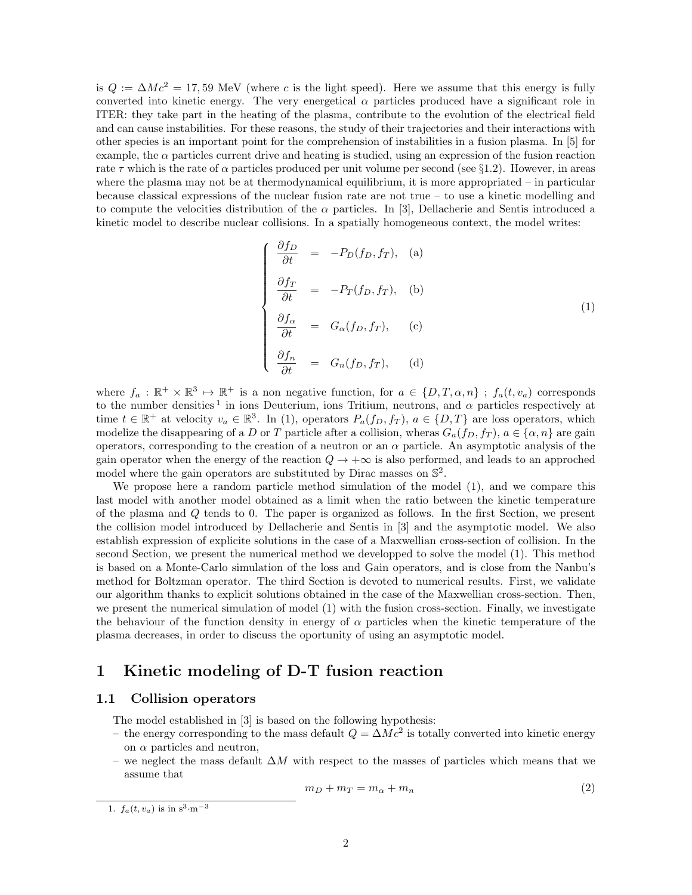is $Q := \Delta M c^2 = 17,59$ MeV (where $c$ is the light speed). Here we assume that this energy is fully converted into kinetic energy. The very energetical $\alpha$ particles produced have a significant role in ITER: they take part in the heating of the plasma, contribute to the evolution of the electrical field and can cause instabilities. For these reasons, the study of their trajectories and their interactions with other species is an important point for the comprehension of instabilities in a fusion plasma. In [5] for example, the $\alpha$ particles current drive and heating is studied, using an expression of the fusion reaction rate $\tau$ which is the rate of $\alpha$ particles produced per unit volume per second (see §1.2). However, in areas where the plasma may not be at thermodynamical equilibrium, it is more appropriated – in particular because classical expressions of the nuclear fusion rate are not true – to use a kinetic modelling and to compute the velocities distribution of the $\alpha$ particles. In [3], Dellacherie and Sentis introduced a kinetic model to describe nuclear collisions. In a spatially homogeneous context, the model writes:

$$
\left\{
\begin{array}{rcll}
\dfrac{\partial f_D}{\partial t} & = & -P_D(f_D, f_T), & \text{(a)} \\[2ex]
\dfrac{\partial f_T}{\partial t} & = & -P_T(f_D, f_T), & \text{(b)} \\[2ex]
\dfrac{\partial f_\alpha}{\partial t} & = & G_\alpha(f_D, f_T), & \text{(c)} \\[2ex]
\dfrac{\partial f_n}{\partial t} & = & G_n(f_D, f_T), & \text{(d)}
\end{array}
\right. \tag{1}
$$

where $f_a : \mathbb{R}^+ \times \mathbb{R}^3 \mapsto \mathbb{R}^+$ is a non negative function, for $a \in \{D, T, \alpha, n\}$ ; $f_a(t, v_a)$ corresponds to the number densities [1] in ions Deuterium, ions Tritium, neutrons, and $\alpha$ particles respectively at time $t \in \mathbb{R}^+$ at velocity $v_a \in \mathbb{R}^3$. In (1), operators $P_a(f_D, f_T)$, $a \in \{D, T\}$ are loss operators, which modelize the disappearing of a $D$ or $T$ particle after a collision, wheras $G_a(f_D, f_T)$, $a \in \{\alpha, n\}$ are gain operators, corresponding to the creation of a neutron or an $\alpha$ particle. An asymptotic analysis of the gain operator when the energy of the reaction $Q \to +\infty$ is also performed, and leads to an approched model where the gain operators are substituted by Dirac masses on $\mathbb{S}^2$.

We propose here a random particle method simulation of the model (1), and we compare this last model with another model obtained as a limit when the ratio between the kinetic temperature of the plasma and $Q$ tends to 0. The paper is organized as follows. In the first Section, we present the collision model introduced by Dellacherie and Sentis in [3] and the asymptotic model. We also establish expression of explicite solutions in the case of a Maxwellian cross-section of collision. In the second Section, we present the numerical method we developped to solve the model (1). This method is based on a Monte-Carlo simulation of the loss and Gain operators, and is close from the Nanbu's method for Boltzman operator. The third Section is devoted to numerical results. First, we validate our algorithm thanks to explicit solutions obtained in the case of the Maxwellian cross-section. Then, we present the numerical simulation of model (1) with the fusion cross-section. Finally, we investigate the behaviour of the function density in energy of $\alpha$ particles when the kinetic temperature of the plasma decreases, in order to discuss the oportunity of using an asymptotic model.

# 1 Kinetic modeling of D-T fusion reaction

## 1.1 Collision operators

The model established in [3] is based on the following hypothesis:

- the energy corresponding to the mass default $Q = \Delta M c^2$ is totally converted into kinetic energy on $\alpha$ particles and neutron,
- we neglect the mass default $\Delta M$ with respect to the masses of particles which means that we assume that

$$
m_D + m_T = m_\alpha + m_n \tag{2}
$$

1. $f_a(t, v_a)$ is in $\text{s}^3 \cdot \text{m}^{-3}$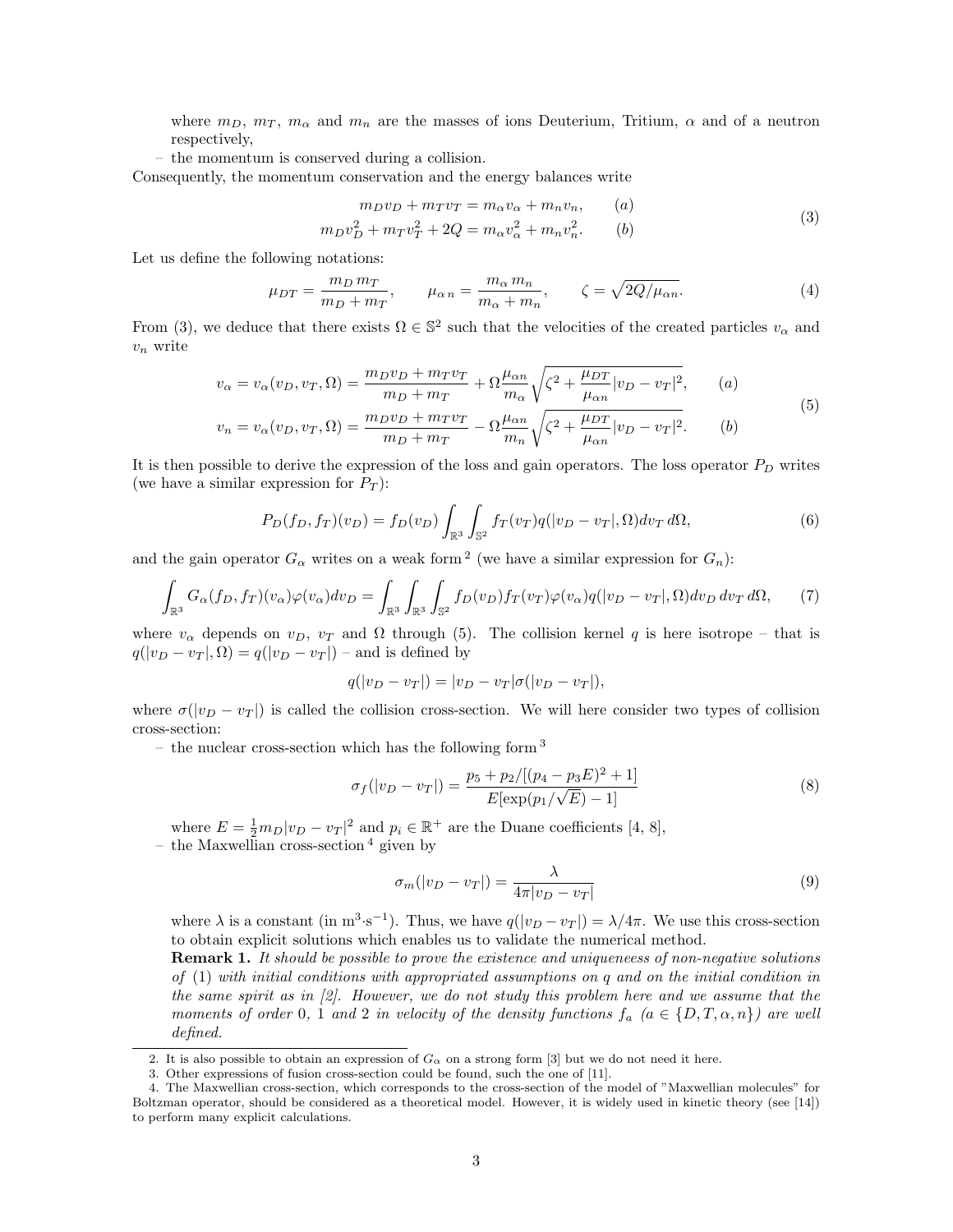where $m_D$, $m_T$, $m_\alpha$ and $m_n$ are the masses of ions Deuterium, Tritium, $\alpha$ and of a neutron respectively,

– the momentum is conserved during a collision.

Consequently, the momentum conservation and the energy balances write

$$
\begin{aligned}
m_D v_D + m_T v_T &= m_\alpha v_\alpha + m_n v_n, \qquad (a)\\
m_D v_D^2 + m_T v_T^2 + 2Q &= m_\alpha v_\alpha^2 + m_n v_n^2. \qquad (b)
\end{aligned}
\tag{3}
$$

Let us define the following notations:

$$
\mu_{DT} = \frac{m_D\, m_T}{m_D + m_T}, \qquad \mu_{\alpha\, n} = \frac{m_\alpha\, m_n}{m_\alpha + m_n}, \qquad \zeta = \sqrt{2Q/\mu_{\alpha n}}. \tag{4}
$$

From (3), we deduce that there exists $\Omega \in \mathbb{S}^2$ such that the velocities of the created particles $v_\alpha$ and $v_n$ write

$$
\begin{aligned}
v_\alpha = v_\alpha(v_D, v_T, \Omega) &= \frac{m_D v_D + m_T v_T}{m_D + m_T} + \Omega \frac{\mu_{\alpha n}}{m_\alpha} \sqrt{\zeta^2 + \frac{\mu_{DT}}{\mu_{\alpha n}} |v_D - v_T|^2}, \qquad (a)\\
v_n = v_\alpha(v_D, v_T, \Omega) &= \frac{m_D v_D + m_T v_T}{m_D + m_T} - \Omega \frac{\mu_{\alpha n}}{m_n} \sqrt{\zeta^2 + \frac{\mu_{DT}}{\mu_{\alpha n}} |v_D - v_T|^2}. \qquad (b)
\end{aligned}
\tag{5}
$$

It is then possible to derive the expression of the loss and gain operators. The loss operator $P_D$ writes (we have a similar expression for $P_T$):

$$
P_D(f_D, f_T)(v_D) = f_D(v_D) \int_{\mathbb{R}^3} \int_{\mathbb{S}^2} f_T(v_T) q(|v_D - v_T|, \Omega) dv_T\, d\Omega, \tag{6}
$$

and the gain operator $G_\alpha$ writes on a weak form [2] (we have a similar expression for $G_n$):

$$
\int_{\mathbb{R}^3} G_\alpha(f_D, f_T)(v_\alpha)\varphi(v_\alpha) dv_D = \int_{\mathbb{R}^3} \int_{\mathbb{R}^3} \int_{\mathbb{S}^2} f_D(v_D) f_T(v_T) \varphi(v_\alpha) q(|v_D - v_T|, \Omega) dv_D\, dv_T\, d\Omega, \tag{7}
$$

where $v_\alpha$ depends on $v_D$, $v_T$ and $\Omega$ through (5). The collision kernel $q$ is here isotrope – that is $q(|v_D - v_T|, \Omega) = q(|v_D - v_T|)$ – and is defined by

$$
q(|v_D - v_T|) = |v_D - v_T| \sigma(|v_D - v_T|),
$$

where $\sigma(|v_D - v_T|)$ is called the collision cross-section. We will here consider two types of collision cross-section:

– the nuclear cross-section which has the following form [3]

$$
\sigma_f(|v_D - v_T|) = \frac{p_5 + p_2/[(p_4 - p_3 E)^2 + 1]}{E[\exp(p_1/\sqrt{E}) - 1]} \tag{8}
$$

where $E = \frac{1}{2} m_D |v_D - v_T|^2$ and $p_i \in \mathbb{R}^+$ are the Duane coefficients [4, 8],

– the Maxwellian cross-section [4] given by

$$
\sigma_m(|v_D - v_T|) = \frac{\lambda}{4\pi |v_D - v_T|} \tag{9}
$$

where $\lambda$ is a constant (in m$^3\cdot$s$^{-1}$). Thus, we have $q(|v_D - v_T|) = \lambda/4\pi$. We use this cross-section to obtain explicit solutions which enables us to validate the numerical method.

**Remark 1.** *It should be possible to prove the existence and uniqueneess of non-negative solutions of* (1) *with initial conditions with appropriated assumptions on $q$ and on the initial condition in the same spirit as in [2]. However, we do not study this problem here and we assume that the moments of order 0, 1 and 2 in velocity of the density functions $f_a$ ($a \in \{D, T, \alpha, n\}$) are well defined.*

---

2. It is also possible to obtain an expression of $G_\alpha$ on a strong form [3] but we do not need it here.

3. Other expressions of fusion cross-section could be found, such the one of [11].

4. The Maxwellian cross-section, which corresponds to the cross-section of the model of "Maxwellian molecules" for Boltzman operator, should be considered as a theoretical model. However, it is widely used in kinetic theory (see [14]) to perform many explicit calculations.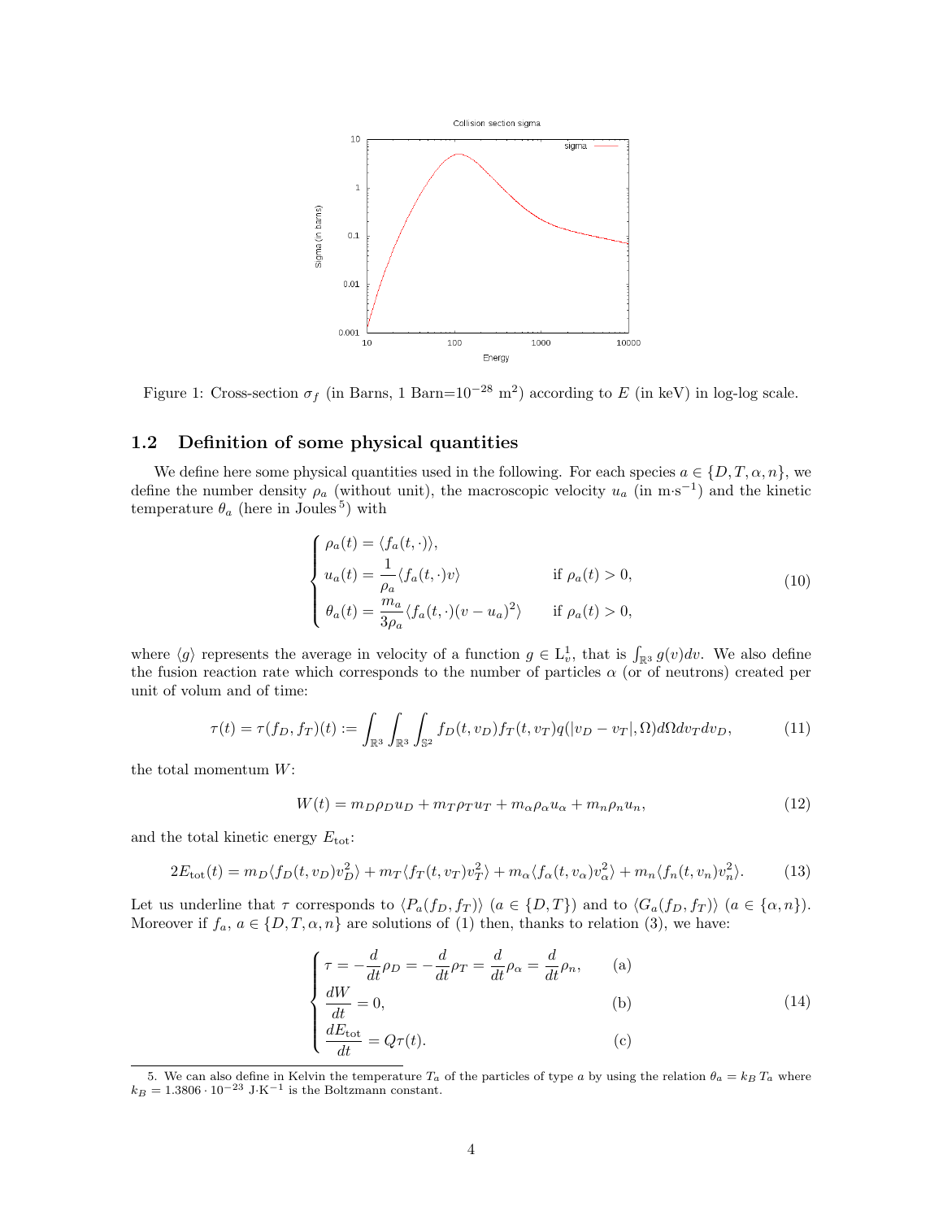Figure 1: Cross-section $\sigma_f$ (in Barns, 1 Barn=$10^{-28}$ m$^2$) according to $E$ (in keV) in log-log scale.

## 1.2 Definition of some physical quantities

We define here some physical quantities used in the following. For each species $a \in \{D, T, \alpha, n\}$, we define the number density $\rho_a$ (without unit), the macroscopic velocity $u_a$ (in m·s$^{-1}$) and the kinetic temperature $\theta_a$ (here in Joules[5]) with

$$\begin{cases} \rho_a(t) = \langle f_a(t, \cdot) \rangle, \\ u_a(t) = \dfrac{1}{\rho_a} \langle f_a(t, \cdot) v \rangle & \text{if } \rho_a(t) > 0, \\ \theta_a(t) = \dfrac{m_a}{3\rho_a} \langle f_a(t, \cdot)(v - u_a)^2 \rangle & \text{if } \rho_a(t) > 0, \end{cases} \tag{10}$$

where $\langle g \rangle$ represents the average in velocity of a function $g \in \mathrm{L}^1_v$, that is $\int_{\mathbb{R}^3} g(v) dv$. We also define the fusion reaction rate which corresponds to the number of particles $\alpha$ (or of neutrons) created per unit of volum and of time:

$$\tau(t) = \tau(f_D, f_T)(t) := \int_{\mathbb{R}^3} \int_{\mathbb{R}^3} \int_{\mathbb{S}^2} f_D(t, v_D) f_T(t, v_T) q(|v_D - v_T|, \Omega) d\Omega dv_T dv_D, \tag{11}$$

the total momentum $W$:

$$W(t) = m_D \rho_D u_D + m_T \rho_T u_T + m_\alpha \rho_\alpha u_\alpha + m_n \rho_n u_n, \tag{12}$$

and the total kinetic energy $E_{\text{tot}}$:

$$2E_{\text{tot}}(t) = m_D \langle f_D(t, v_D) v_D^2 \rangle + m_T \langle f_T(t, v_T) v_T^2 \rangle + m_\alpha \langle f_\alpha(t, v_\alpha) v_\alpha^2 \rangle + m_n \langle f_n(t, v_n) v_n^2 \rangle. \tag{13}$$

Let us underline that $\tau$ corresponds to $\langle P_a(f_D, f_T) \rangle$ ($a \in \{D, T\}$) and to $\langle G_a(f_D, f_T) \rangle$ ($a \in \{\alpha, n\}$). Moreover if $f_a$, $a \in \{D, T, \alpha, n\}$ are solutions of (1) then, thanks to relation (3), we have:

$$\begin{cases} \tau = -\dfrac{d}{dt}\rho_D = -\dfrac{d}{dt}\rho_T = \dfrac{d}{dt}\rho_\alpha = \dfrac{d}{dt}\rho_n, & \text{(a)} \\ \dfrac{dW}{dt} = 0, & \text{(b)} \\ \dfrac{dE_{\text{tot}}}{dt} = Q\tau(t). & \text{(c)} \end{cases} \tag{14}$$

5. We can also define in Kelvin the temperature $T_a$ of the particles of type $a$ by using the relation $\theta_a = k_B T_a$ where $k_B = 1.3806 \cdot 10^{-23}$ J·K$^{-1}$ is the Boltzmann constant.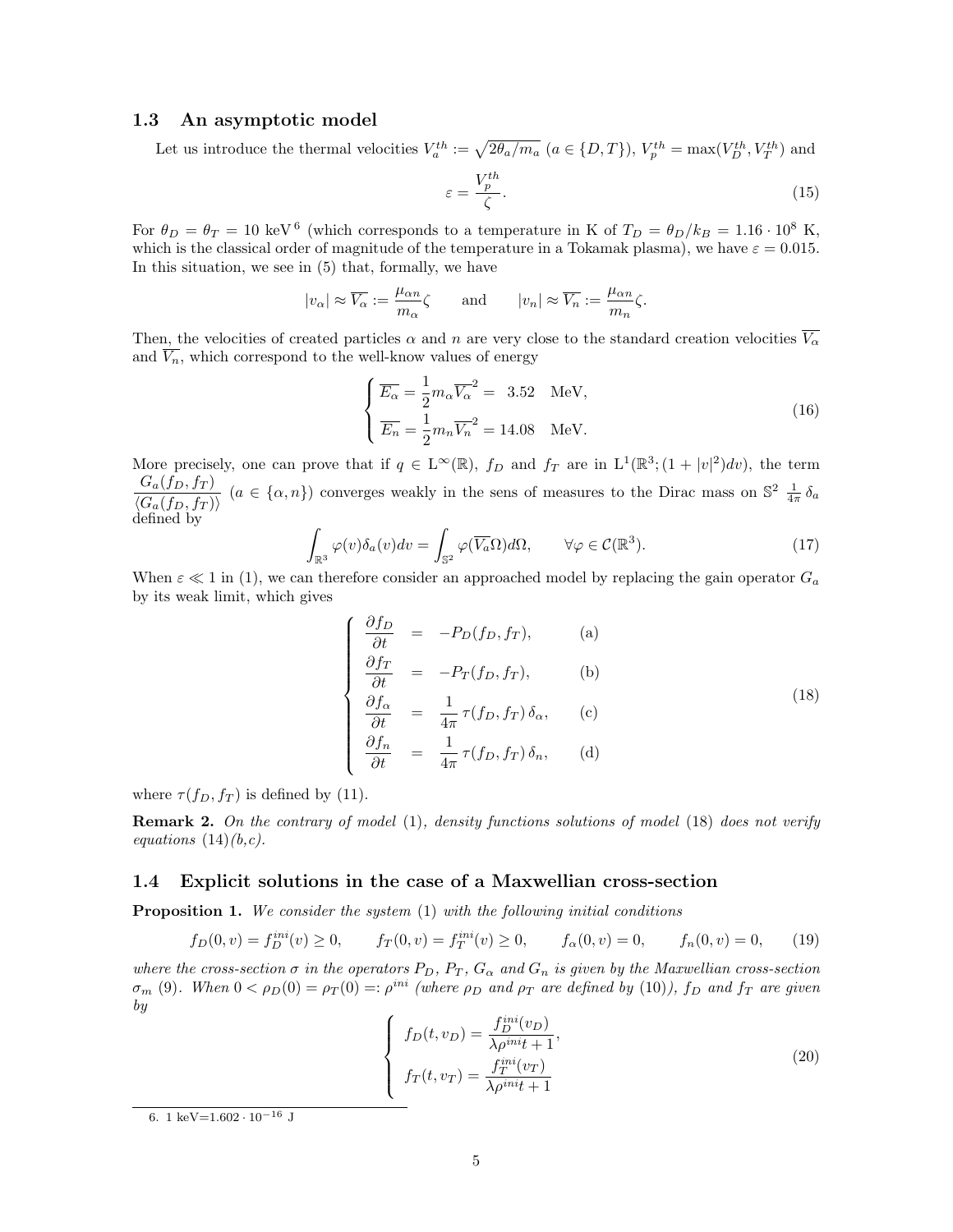### 1.3 An asymptotic model

Let us introduce the thermal velocities $V_a^{th} := \sqrt{2\theta_a/m_a}$ ($a \in \{D,T\}$), $V_p^{th} = \max(V_D^{th}, V_T^{th})$ and

$$\varepsilon = \frac{V_p^{th}}{\zeta}. \tag{15}$$

For $\theta_D = \theta_T = 10$ keV[6] (which corresponds to a temperature in K of $T_D = \theta_D/k_B = 1.16 \cdot 10^8$ K, which is the classical order of magnitude of the temperature in a Tokamak plasma), we have $\varepsilon = 0.015$. In this situation, we see in (5) that, formally, we have

$$|v_\alpha| \approx \overline{V_\alpha} := \frac{\mu_{\alpha n}}{m_\alpha}\zeta \qquad \text{and} \qquad |v_n| \approx \overline{V_n} := \frac{\mu_{\alpha n}}{m_n}\zeta.$$

Then, the velocities of created particles $\alpha$ and $n$ are very close to the standard creation velocities $\overline{V_\alpha}$ and $\overline{V_n}$, which correspond to the well-know values of energy

$$\begin{cases} \overline{E_\alpha} = \dfrac{1}{2} m_\alpha \overline{V_\alpha}^2 = \ \ 3.52 \quad \text{MeV}, \\ \overline{E_n} = \dfrac{1}{2} m_n \overline{V_n}^2 = 14.08 \quad \text{MeV}. \end{cases} \tag{16}$$

More precisely, one can prove that if $q \in \mathrm{L}^\infty(\mathbb{R})$, $f_D$ and $f_T$ are in $\mathrm{L}^1(\mathbb{R}^3; (1+|v|^2)dv)$, the term $\dfrac{G_a(f_D, f_T)}{\langle G_a(f_D, f_T)\rangle}$ ($a \in \{\alpha, n\}$) converges weakly in the sens of measures to the Dirac mass on $\mathbb{S}^2$ $\frac{1}{4\pi}\,\delta_a$ defined by

$$\int_{\mathbb{R}^3} \varphi(v)\delta_a(v)dv = \int_{\mathbb{S}^2} \varphi(\overline{V_a}\Omega)d\Omega, \qquad \forall \varphi \in \mathcal{C}(\mathbb{R}^3). \tag{17}$$

When $\varepsilon \ll 1$ in (1), we can therefore consider an approached model by replacing the gain operator $G_a$ by its weak limit, which gives

$$\begin{cases} \dfrac{\partial f_D}{\partial t} &=& -P_D(f_D, f_T), & \text{(a)} \\ \dfrac{\partial f_T}{\partial t} &=& -P_T(f_D, f_T), & \text{(b)} \\ \dfrac{\partial f_\alpha}{\partial t} &=& \dfrac{1}{4\pi}\,\tau(f_D, f_T)\,\delta_\alpha, & \text{(c)} \\ \dfrac{\partial f_n}{\partial t} &=& \dfrac{1}{4\pi}\,\tau(f_D, f_T)\,\delta_n, & \text{(d)} \end{cases} \tag{18}$$

where $\tau(f_D, f_T)$ is defined by (11).

**Remark 2.** *On the contrary of model* (1)*, density functions solutions of model* (18) *does not verify equations* (14)*(b,c).*

### 1.4 Explicit solutions in the case of a Maxwellian cross-section

**Proposition 1.** *We consider the system* (1) *with the following initial conditions*

$$f_D(0,v) = f_D^{ini}(v) \geq 0, \qquad f_T(0,v) = f_T^{ini}(v) \geq 0, \qquad f_\alpha(0,v) = 0, \qquad f_n(0,v) = 0, \tag{19}$$

*where the cross-section $\sigma$ in the operators $P_D$, $P_T$, $G_\alpha$ and $G_n$ is given by the Maxwellian cross-section $\sigma_m$* (9)*. When $0 < \rho_D(0) = \rho_T(0) =: \rho^{ini}$ (where $\rho_D$ and $\rho_T$ are defined by* (10)*), $f_D$ and $f_T$ are given by*

$$\begin{cases} f_D(t, v_D) = \dfrac{f_D^{ini}(v_D)}{\lambda \rho^{ini} t + 1}, \\ f_T(t, v_T) = \dfrac{f_T^{ini}(v_T)}{\lambda \rho^{ini} t + 1} \end{cases} \tag{20}$$

[6] 1 keV=$1.602 \cdot 10^{-16}$ J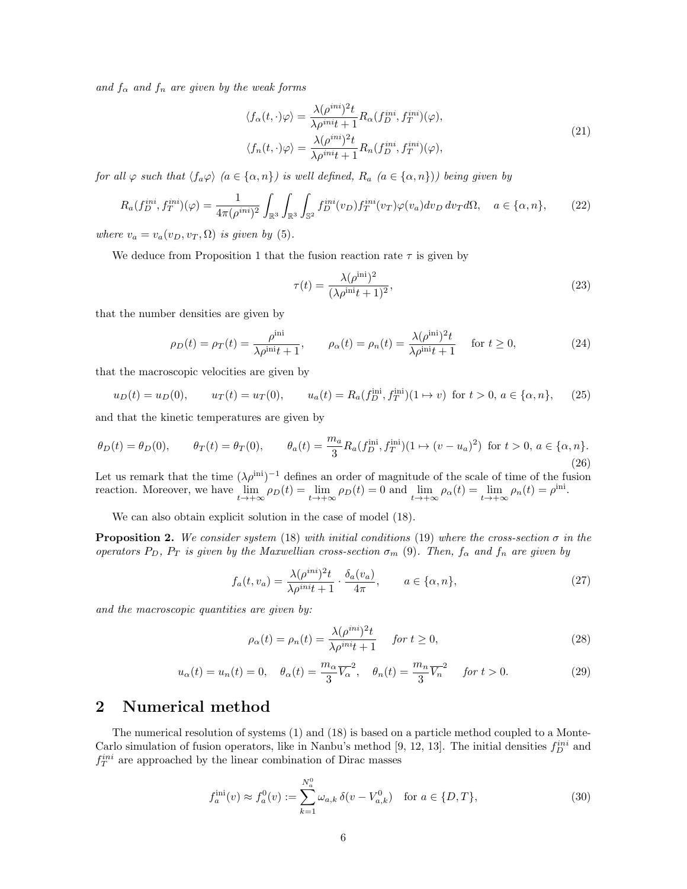*and $f_\alpha$ and $f_n$ are given by the weak forms*

$$
\begin{aligned}
\langle f_\alpha(t,\cdot)\varphi\rangle &= \frac{\lambda(\rho^{ini})^2 t}{\lambda\rho^{ini}t+1} R_\alpha(f_D^{ini}, f_T^{ini})(\varphi), \\
\langle f_n(t,\cdot)\varphi\rangle &= \frac{\lambda(\rho^{ini})^2 t}{\lambda\rho^{ini}t+1} R_n(f_D^{ini}, f_T^{ini})(\varphi),
\end{aligned}
\tag{21}
$$

*for all $\varphi$ such that $\langle f_a\varphi\rangle$ ($a \in \{\alpha, n\}$) is well defined, $R_a$ ($a \in \{\alpha, n\}$)) being given by*

$$
R_a(f_D^{ini}, f_T^{ini})(\varphi) = \frac{1}{4\pi(\rho^{ini})^2}\int_{\mathbb{R}^3}\int_{\mathbb{R}^3}\int_{\mathbb{S}^2} f_D^{ini}(v_D) f_T^{ini}(v_T)\varphi(v_a) dv_D\, dv_T d\Omega, \quad a \in \{\alpha, n\}, \tag{22}
$$

*where $v_a = v_a(v_D, v_T, \Omega)$ is given by (5).*

We deduce from Proposition 1 that the fusion reaction rate $\tau$ is given by

$$
\tau(t) = \frac{\lambda(\rho^{\rm ini})^2}{(\lambda\rho^{\rm ini}t+1)^2}, \tag{23}
$$

that the number densities are given by

$$
\rho_D(t) = \rho_T(t) = \frac{\rho^{\rm ini}}{\lambda\rho^{\rm ini}t+1}, \qquad \rho_\alpha(t) = \rho_n(t) = \frac{\lambda(\rho^{\rm ini})^2 t}{\lambda\rho^{\rm ini}t+1} \quad \text{for } t \geq 0, \tag{24}
$$

that the macroscopic velocities are given by

$$
u_D(t) = u_D(0), \qquad u_T(t) = u_T(0), \qquad u_a(t) = R_a(f_D^{\rm ini}, f_T^{\rm ini})(1 \mapsto v) \text{ for } t > 0,\, a \in \{\alpha, n\}, \tag{25}
$$

and that the kinetic temperatures are given by

$$
\theta_D(t) = \theta_D(0), \qquad \theta_T(t) = \theta_T(0), \qquad \theta_a(t) = \frac{m_a}{3} R_a(f_D^{\rm ini}, f_T^{\rm ini})(1 \mapsto (v-u_a)^2) \text{ for } t > 0,\, a \in \{\alpha, n\}. \tag{26}
$$

Let us remark that the time $(\lambda\rho^{\rm ini})^{-1}$ defines an order of magnitude of the scale of time of the fusion reaction. Moreover, we have $\lim_{t\to+\infty}\rho_D(t) = \lim_{t\to+\infty}\rho_D(t) = 0$ and $\lim_{t\to+\infty}\rho_\alpha(t) = \lim_{t\to+\infty}\rho_n(t) = \rho^{\rm ini}$.

We can also obtain explicit solution in the case of model (18).

**Proposition 2.** *We consider system (18) with initial conditions (19) where the cross-section $\sigma$ in the operators $P_D$, $P_T$ is given by the Maxwellian cross-section $\sigma_m$ (9). Then, $f_\alpha$ and $f_n$ are given by*

$$
f_a(t, v_a) = \frac{\lambda(\rho^{ini})^2 t}{\lambda\rho^{ini}t+1} \cdot \frac{\delta_a(v_a)}{4\pi}, \qquad a \in \{\alpha, n\}, \tag{27}
$$

*and the macroscopic quantities are given by:*

$$
\rho_\alpha(t) = \rho_n(t) = \frac{\lambda(\rho^{ini})^2 t}{\lambda\rho^{ini}t+1} \quad \text{for } t \geq 0, \tag{28}
$$

$$
u_\alpha(t) = u_n(t) = 0, \quad \theta_\alpha(t) = \frac{m_\alpha}{3}\overline{V_\alpha}^2, \quad \theta_n(t) = \frac{m_n}{3}\overline{V_n}^2 \quad \text{for } t > 0. \tag{29}
$$

## 2 Numerical method

The numerical resolution of systems (1) and (18) is based on a particle method coupled to a Monte-Carlo simulation of fusion operators, like in Nanbu's method [9, 12, 13]. The initial densities $f_D^{ini}$ and $f_T^{ini}$ are approached by the linear combination of Dirac masses

$$
f_a^{\rm ini}(v) \approx f_a^0(v) := \sum_{k=1}^{N_a^0} \omega_{a,k}\, \delta(v - V_{a,k}^0) \quad \text{for } a \in \{D, T\}, \tag{30}
$$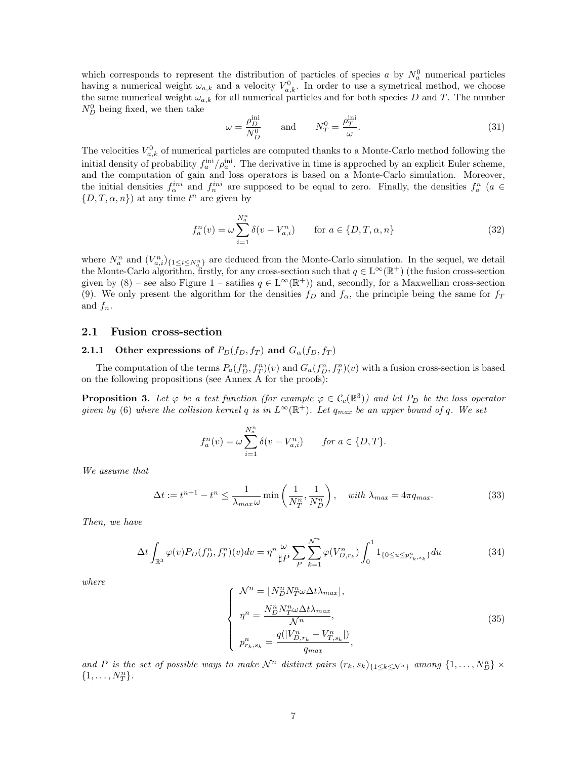which corresponds to represent the distribution of particles of species $a$ by $N_a^0$ numerical particles having a numerical weight $\omega_{a,k}$ and a velocity $V_{a,k}^0$. In order to use a symetrical method, we choose the same numerical weight $\omega_{a,k}$ for all numerical particles and for both species $D$ and $T$. The number $N_D^0$ being fixed, we then take

$$\omega = \frac{\rho_D^{\mathrm{ini}}}{N_D^0} \qquad \text{and} \qquad N_T^0 = \frac{\rho_T^{\mathrm{ini}}}{\omega}. \tag{31}$$

The velocities $V_{a,k}^0$ of numerical particles are computed thanks to a Monte-Carlo method following the initial density of probability $f_a^{\mathrm{ini}}/\rho_a^{\mathrm{ini}}$. The derivative in time is approched by an explicit Euler scheme, and the computation of gain and loss operators is based on a Monte-Carlo simulation. Moreover, the initial densities $f_\alpha^{ini}$ and $f_n^{ini}$ are supposed to be equal to zero. Finally, the densities $f_a^n$ ($a \in \{D, T, \alpha, n\}$) at any time $t^n$ are given by

$$f_a^n(v) = \omega \sum_{i=1}^{N_a^n} \delta(v - V_{a,i}^n) \qquad \text{for } a \in \{D, T, \alpha, n\} \tag{32}$$

where $N_a^n$ and $(V_{a,i}^n)_{\{1 \leq i \leq N_a^n\}}$ are deduced from the Monte-Carlo simulation. In the sequel, we detail the Monte-Carlo algorithm, firstly, for any cross-section such that $q \in \mathrm{L}^\infty(\mathbb{R}^+)$ (the fusion cross-section given by (8) – see also Figure 1 – satifies $q \in \mathrm{L}^\infty(\mathbb{R}^+)$) and, secondly, for a Maxwellian cross-section (9). We only present the algorithm for the densities $f_D$ and $f_\alpha$, the principle being the same for $f_T$ and $f_n$.

## 2.1 Fusion cross-section

### 2.1.1 Other expressions of $P_D(f_D, f_T)$ and $G_\alpha(f_D, f_T)$

The computation of the terms $P_a(f_D^n, f_T^n)(v)$ and $G_a(f_D^n, f_T^n)(v)$ with a fusion cross-section is based on the following propositions (see Annex A for the proofs):

**Proposition 3.** *Let $\varphi$ be a test function (for example $\varphi \in \mathcal{C}_c(\mathbb{R}^3)$) and let $P_D$ be the loss operator given by (6) where the collision kernel $q$ is in $\mathrm{L}^\infty(\mathbb{R}^+)$. Let $q_{max}$ be an upper bound of $q$. We set*

$$f_a^n(v) = \omega \sum_{i=1}^{N_a^n} \delta(v - V_{a,i}^n) \qquad \text{for } a \in \{D, T\}.$$

*We assume that*

$$\Delta t := t^{n+1} - t^n \leq \frac{1}{\lambda_{max}\omega} \min\left(\frac{1}{N_T^n}, \frac{1}{N_D^n}\right), \quad \text{with } \lambda_{max} = 4\pi q_{max}. \tag{33}$$

*Then, we have*

$$\Delta t \int_{\mathbb{R}^3} \varphi(v) P_D(f_D^n, f_T^n)(v)dv = \eta^n \frac{\omega}{\sharp P} \sum_P \sum_{k=1}^{\mathcal{N}^n} \varphi(V_{D,r_k}^n) \int_0^1 1_{\{0 \leq u \leq p_{r_k,s_k}^n\}} du \tag{34}$$

*where*

$$\left\{ \begin{array}{l} \mathcal{N}^n = \lfloor N_D^n N_T^n \omega \Delta t \lambda_{max} \rfloor, \\[2mm] \eta^n = \dfrac{N_D^n N_T^n \omega \Delta t \lambda_{max}}{\mathcal{N}^n}, \\[2mm] p_{r_k,s_k}^n = \dfrac{q(|V_{D,r_k}^n - V_{T,s_k}^n|)}{q_{max}}, \end{array} \right. \tag{35}$$

*and $P$ is the set of possible ways to make $\mathcal{N}^n$ distinct pairs $(r_k, s_k)_{\{1 \leq k \leq \mathcal{N}^n\}}$ among $\{1, \ldots, N_D^n\} \times \{1, \ldots, N_T^n\}$.*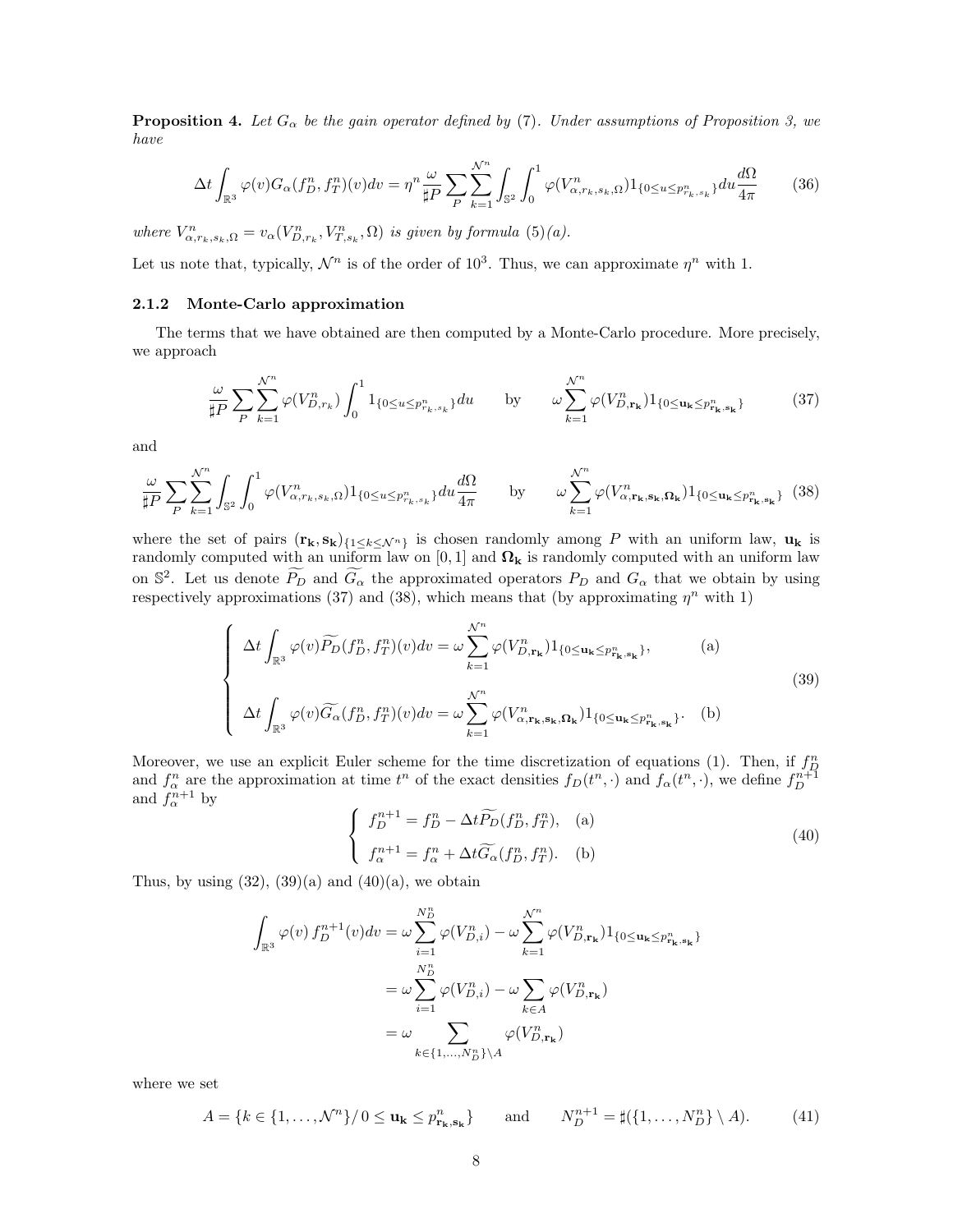**Proposition 4.** *Let $G_\alpha$ be the gain operator defined by (7). Under assumptions of Proposition 3, we have*

$$\Delta t \int_{\mathbb{R}^3} \varphi(v) G_\alpha(f_D^n, f_T^n)(v) dv = \eta^n \frac{\omega}{\sharp P} \sum_P \sum_{k=1}^{\mathcal{N}^n} \int_{\mathbb{S}^2} \int_0^1 \varphi(V^n_{\alpha, r_k, s_k, \Omega}) 1_{\{0 \le u \le p^n_{r_k, s_k}\}} du \frac{d\Omega}{4\pi} \tag{36}$$

*where $V^n_{\alpha, r_k, s_k, \Omega} = v_\alpha(V^n_{D, r_k}, V^n_{T, s_k}, \Omega)$ is given by formula (5)(a).*

Let us note that, typically, $\mathcal{N}^n$ is of the order of $10^3$. Thus, we can approximate $\eta^n$ with 1.

### 2.1.2 Monte-Carlo approximation

The terms that we have obtained are then computed by a Monte-Carlo procedure. More precisely, we approach

$$\frac{\omega}{\sharp P} \sum_P \sum_{k=1}^{\mathcal{N}^n} \varphi(V^n_{D, r_k}) \int_0^1 1_{\{0 \le u \le p^n_{r_k, s_k}\}} du \qquad \text{by} \qquad \omega \sum_{k=1}^{\mathcal{N}^n} \varphi(V^n_{D, \mathbf{r_k}}) 1_{\{0 \le \mathbf{u_k} \le p^n_{\mathbf{r_k}, \mathbf{s_k}}\}} \tag{37}$$

and

$$\frac{\omega}{\sharp P} \sum_P \sum_{k=1}^{\mathcal{N}^n} \int_{\mathbb{S}^2} \int_0^1 \varphi(V^n_{\alpha, r_k, s_k, \Omega}) 1_{\{0 \le u \le p^n_{r_k, s_k}\}} du \frac{d\Omega}{4\pi} \qquad \text{by} \qquad \omega \sum_{k=1}^{\mathcal{N}^n} \varphi(V^n_{\alpha, \mathbf{r_k}, \mathbf{s_k}, \mathbf{\Omega_k}}) 1_{\{0 \le \mathbf{u_k} \le p^n_{\mathbf{r_k}, \mathbf{s_k}}\}} \tag{38}$$

where the set of pairs $(\mathbf{r_k}, \mathbf{s_k})_{\{1 \le k \le \mathcal{N}^n\}}$ is chosen randomly among $P$ with an uniform law, $\mathbf{u_k}$ is randomly computed with an uniform law on $[0, 1]$ and $\mathbf{\Omega_k}$ is randomly computed with an uniform law on $\mathbb{S}^2$. Let us denote $\widetilde{P_D}$ and $\widetilde{G_\alpha}$ the approximated operators $P_D$ and $G_\alpha$ that we obtain by using respectively approximations (37) and (38), which means that (by approximating $\eta^n$ with 1)

$$\begin{cases} \Delta t \displaystyle\int_{\mathbb{R}^3} \varphi(v) \widetilde{P_D}(f_D^n, f_T^n)(v) dv = \omega \sum_{k=1}^{\mathcal{N}^n} \varphi(V^n_{D, \mathbf{r_k}}) 1_{\{0 \le \mathbf{u_k} \le p^n_{\mathbf{r_k}, \mathbf{s_k}}\}}, & \text{(a)} \\[2ex] \Delta t \displaystyle\int_{\mathbb{R}^3} \varphi(v) \widetilde{G_\alpha}(f_D^n, f_T^n)(v) dv = \omega \sum_{k=1}^{\mathcal{N}^n} \varphi(V^n_{\alpha, \mathbf{r_k}, \mathbf{s_k}, \mathbf{\Omega_k}}) 1_{\{0 \le \mathbf{u_k} \le p^n_{\mathbf{r_k}, \mathbf{s_k}}\}}. & \text{(b)} \end{cases} \tag{39}$$

Moreover, we use an explicit Euler scheme for the time discretization of equations (1). Then, if $f_D^n$ and $f_\alpha^n$ are the approximation at time $t^n$ of the exact densities $f_D(t^n, \cdot)$ and $f_\alpha(t^n, \cdot)$, we define $f_D^{n+1}$ and $f_\alpha^{n+1}$ by

$$\begin{cases} f_D^{n+1} = f_D^n - \Delta t \widetilde{P_D}(f_D^n, f_T^n), & \text{(a)} \\ f_\alpha^{n+1} = f_\alpha^n + \Delta t \widetilde{G_\alpha}(f_D^n, f_T^n). & \text{(b)} \end{cases} \tag{40}$$

Thus, by using (32), (39)(a) and (40)(a), we obtain

$$\begin{aligned} \int_{\mathbb{R}^3} \varphi(v) \, f_D^{n+1}(v) dv &= \omega \sum_{i=1}^{N_D^n} \varphi(V^n_{D,i}) - \omega \sum_{k=1}^{\mathcal{N}^n} \varphi(V^n_{D, \mathbf{r_k}}) 1_{\{0 \le \mathbf{u_k} \le p^n_{\mathbf{r_k}, \mathbf{s_k}}\}} \\ &= \omega \sum_{i=1}^{N_D^n} \varphi(V^n_{D,i}) - \omega \sum_{k \in A} \varphi(V^n_{D, \mathbf{r_k}}) \\ &= \omega \sum_{k \in \{1, \ldots, N_D^n\} \setminus A} \varphi(V^n_{D, \mathbf{r_k}}) \end{aligned}$$

where we set

$$A = \{k \in \{1, \ldots, \mathcal{N}^n\} / \, 0 \le \mathbf{u_k} \le p^n_{\mathbf{r_k}, \mathbf{s_k}}\} \qquad \text{and} \qquad N_D^{n+1} = \sharp(\{1, \ldots, N_D^n\} \setminus A). \tag{41}$$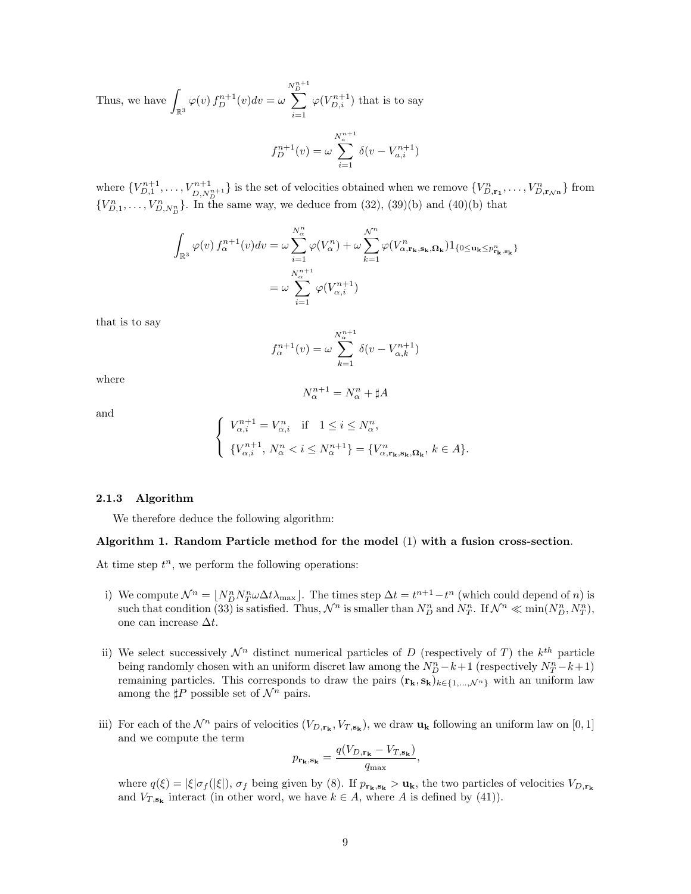Thus, we have $\displaystyle\int_{\mathbb{R}^3} \varphi(v)\, f_D^{n+1}(v)dv = \omega \sum_{i=1}^{N_D^{n+1}} \varphi(V_{D,i}^{n+1})$ that is to say

$$f_D^{n+1}(v) = \omega \sum_{i=1}^{N_a^{n+1}} \delta(v - V_{a,i}^{n+1})$$

where $\{V_{D,1}^{n+1}, \ldots, V_{D,N_D^{n+1}}^{n+1}\}$ is the set of velocities obtained when we remove $\{V_{D,\mathbf{r_1}}^n, \ldots, V_{D,\mathbf{r}_{\mathcal{N}^\mathbf{n}}}^n\}$ from $\{V_{D,1}^n, \ldots, V_{D,N_D^n}^n\}$. In the same way, we deduce from (32), (39)(b) and (40)(b) that

$$\begin{aligned}
\int_{\mathbb{R}^3} \varphi(v)\, f_\alpha^{n+1}(v)dv &= \omega \sum_{i=1}^{N_\alpha^n} \varphi(V_\alpha^n) + \omega \sum_{k=1}^{\mathcal{N}^n} \varphi(V_{\alpha,\mathbf{r_k},\mathbf{s_k},\mathbf{\Omega_k}}^n) 1_{\{0 \le \mathbf{u_k} \le p_{\mathbf{r_k},\mathbf{s_k}}^n\}} \\
&= \omega \sum_{i=1}^{N_\alpha^{n+1}} \varphi(V_{\alpha,i}^{n+1})
\end{aligned}$$

that is to say

$$f_\alpha^{n+1}(v) = \omega \sum_{k=1}^{N_\alpha^{n+1}} \delta(v - V_{\alpha,k}^{n+1})$$

where

$$N_\alpha^{n+1} = N_\alpha^n + \sharp A$$

and

$$\left\{ \begin{array}{l} V_{\alpha,i}^{n+1} = V_{\alpha,i}^n \quad \text{if} \quad 1 \le i \le N_\alpha^n, \\[2mm] \{V_{\alpha,i}^{n+1},\, N_\alpha^n < i \le N_\alpha^{n+1}\} = \{V_{\alpha,\mathbf{r_k},\mathbf{s_k},\mathbf{\Omega_k}}^n,\, k \in A\}. \end{array} \right.$$

### 2.1.3 Algorithm

We therefore deduce the following algorithm:

**Algorithm 1. Random Particle method for the model (1) with a fusion cross-section.**

At time step $t^n$, we perform the following operations:

i) We compute $\mathcal{N}^n = \lfloor N_D^n N_T^n \omega \Delta t \lambda_{\max} \rfloor$. The times step $\Delta t = t^{n+1} - t^n$ (which could depend of $n$) is such that condition (33) is satisfied. Thus, $\mathcal{N}^n$ is smaller than $N_D^n$ and $N_T^n$. If $\mathcal{N}^n \ll \min(N_D^n, N_T^n)$, one can increase $\Delta t$.

ii) We select successively $\mathcal{N}^n$ distinct numerical particles of $D$ (respectively of $T$) the $k^{th}$ particle being randomly chosen with an uniform discret law among the $N_D^n - k + 1$ (respectively $N_T^n - k + 1$) remaining particles. This corresponds to draw the pairs $(\mathbf{r_k}, \mathbf{s_k})_{k \in \{1, \ldots, \mathcal{N}^n\}}$ with an uniform law among the $\sharp P$ possible set of $\mathcal{N}^n$ pairs.

iii) For each of the $\mathcal{N}^n$ pairs of velocities $(V_{D,\mathbf{r_k}}, V_{T,\mathbf{s_k}})$, we draw $\mathbf{u_k}$ following an uniform law on $[0, 1]$ and we compute the term

$$p_{\mathbf{r_k},\mathbf{s_k}} = \frac{q(V_{D,\mathbf{r_k}} - V_{T,\mathbf{s_k}})}{q_{\max}},$$

where $q(\xi) = |\xi| \sigma_f(|\xi|)$, $\sigma_f$ being given by (8). If $p_{\mathbf{r_k},\mathbf{s_k}} > \mathbf{u_k}$, the two particles of velocities $V_{D,\mathbf{r_k}}$ and $V_{T,\mathbf{s_k}}$ interact (in other word, we have $k \in A$, where $A$ is defined by (41)).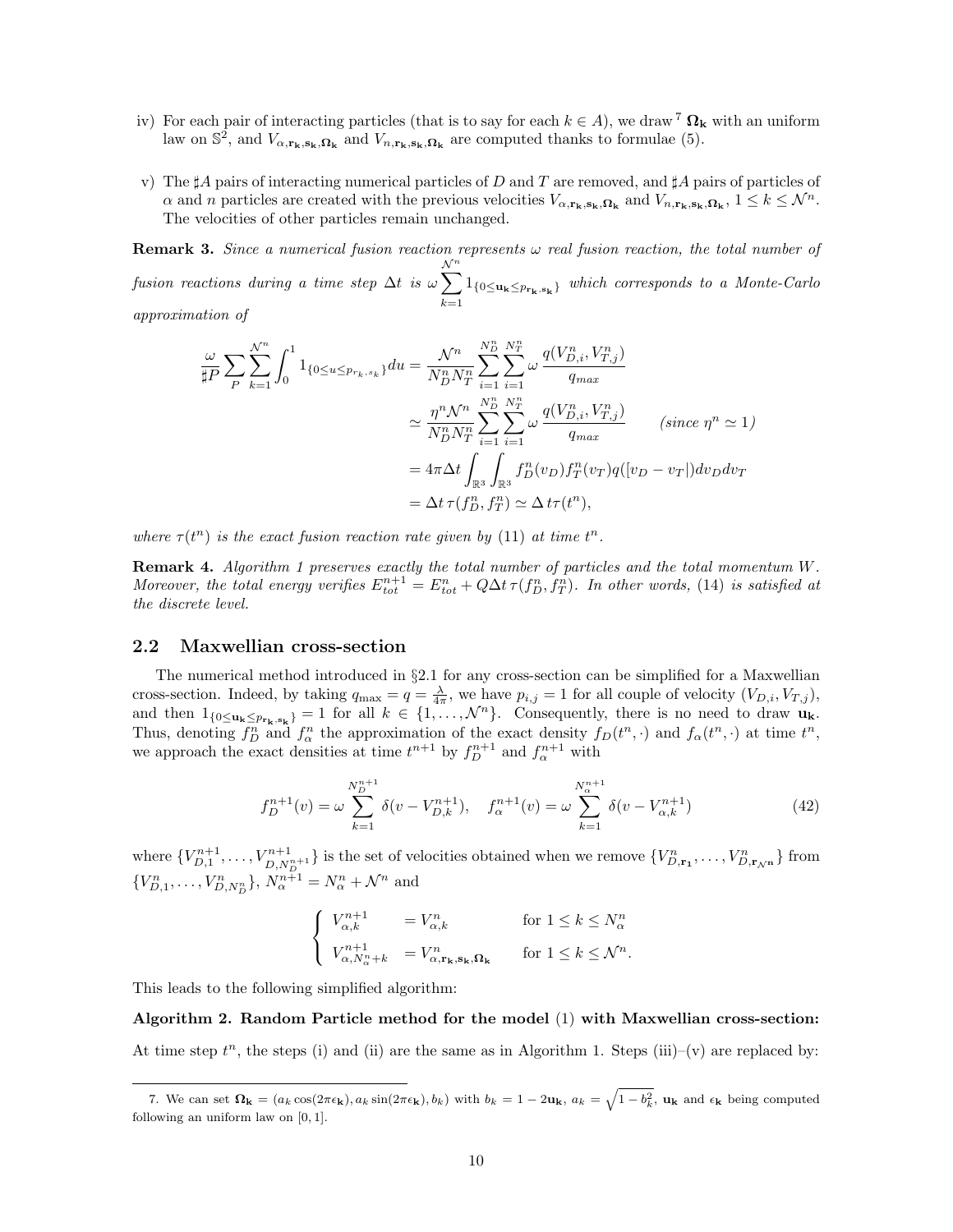iv) For each pair of interacting particles (that is to say for each $k \in A$), we draw [7] $\mathbf{\Omega_k}$ with an uniform law on $\mathbb{S}^2$, and $V_{\alpha,\mathbf{r_k},\mathbf{s_k},\mathbf{\Omega_k}}$ and $V_{n,\mathbf{r_k},\mathbf{s_k},\mathbf{\Omega_k}}$ are computed thanks to formulae (5).

v) The $\sharp A$ pairs of interacting numerical particles of $D$ and $T$ are removed, and $\sharp A$ pairs of particles of $\alpha$ and $n$ particles are created with the previous velocities $V_{\alpha,\mathbf{r_k},\mathbf{s_k},\mathbf{\Omega_k}}$ and $V_{n,\mathbf{r_k},\mathbf{s_k},\mathbf{\Omega_k}}$, $1 \leq k \leq \mathcal{N}^n$. The velocities of other particles remain unchanged.

**Remark 3.** *Since a numerical fusion reaction represents $\omega$ real fusion reaction, the total number of fusion reactions during a time step $\Delta t$ is $\omega \sum_{k=1}^{\mathcal{N}^n} 1_{\{0 \leq \mathbf{u_k} \leq p_{\mathbf{r_k},\mathbf{s_k}}\}}$ which corresponds to a Monte-Carlo approximation of*

$$
\begin{aligned}
\frac{\omega}{\sharp P} \sum_{P} \sum_{k=1}^{\mathcal{N}^n} \int_0^1 1_{\{0 \leq u \leq p_{r_k,s_k}\}} du &= \frac{\mathcal{N}^n}{N_D^n N_T^n} \sum_{i=1}^{N_D^n} \sum_{i=1}^{N_T^n} \omega \, \frac{q(V_{D,i}^n, V_{T,j}^n)}{q_{max}} \\
&\simeq \frac{\eta^n \mathcal{N}^n}{N_D^n N_T^n} \sum_{i=1}^{N_D^n} \sum_{i=1}^{N_T^n} \omega \, \frac{q(V_{D,i}^n, V_{T,j}^n)}{q_{max}} \qquad \textit{(since } \eta^n \simeq 1\textit{)} \\
&= 4\pi \Delta t \int_{\mathbb{R}^3} \int_{\mathbb{R}^3} f_D^n(v_D) f_T^n(v_T) q([v_D - v_T|) dv_D dv_T \\
&= \Delta t \, \tau(f_D^n, f_T^n) \simeq \Delta \, t \tau(t^n),
\end{aligned}
$$

*where $\tau(t^n)$ is the exact fusion reaction rate given by (11) at time $t^n$.*

**Remark 4.** *Algorithm 1 preserves exactly the total number of particles and the total momentum $W$. Moreover, the total energy verifies $E_{tot}^{n+1} = E_{tot}^n + Q \Delta t \, \tau(f_D^n, f_T^n)$. In other words, (14) is satisfied at the discrete level.*

## 2.2 Maxwellian cross-section

The numerical method introduced in §2.1 for any cross-section can be simplified for a Maxwellian cross-section. Indeed, by taking $q_{\max} = q = \frac{\lambda}{4\pi}$, we have $p_{i,j} = 1$ for all couple of velocity $(V_{D,i}, V_{T,j})$, and then $1_{\{0 \leq \mathbf{u_k} \leq p_{\mathbf{r_k},\mathbf{s_k}}\}} = 1$ for all $k \in \{1, \ldots, \mathcal{N}^n\}$. Consequently, there is no need to draw $\mathbf{u_k}$. Thus, denoting $f_D^n$ and $f_\alpha^n$ the approximation of the exact density $f_D(t^n, \cdot)$ and $f_\alpha(t^n, \cdot)$ at time $t^n$, we approach the exact densities at time $t^{n+1}$ by $f_D^{n+1}$ and $f_\alpha^{n+1}$ with

$$
f_D^{n+1}(v) = \omega \sum_{k=1}^{N_D^{n+1}} \delta(v - V_{D,k}^{n+1}), \quad f_\alpha^{n+1}(v) = \omega \sum_{k=1}^{N_\alpha^{n+1}} \delta(v - V_{\alpha,k}^{n+1}) \tag{42}
$$

where $\{V_{D,1}^{n+1}, \ldots, V_{D,N_D^{n+1}}^{n+1}\}$ is the set of velocities obtained when we remove $\{V_{D,\mathbf{r_1}}^n, \ldots, V_{D,\mathbf{r}_{\mathcal{N}^n}}^n\}$ from $\{V_{D,1}^n, \ldots, V_{D,N_D^n}^n\}$, $N_\alpha^{n+1} = N_\alpha^n + \mathcal{N}^n$ and

$$
\begin{cases}
V_{\alpha,k}^{n+1} &= V_{\alpha,k}^n \qquad \text{for } 1 \leq k \leq N_\alpha^n \\
V_{\alpha,N_\alpha^n+k}^{n+1} &= V_{\alpha,\mathbf{r_k},\mathbf{s_k},\mathbf{\Omega_k}}^n \qquad \text{for } 1 \leq k \leq \mathcal{N}^n.
\end{cases}
$$

This leads to the following simplified algorithm:

**Algorithm 2. Random Particle method for the model (1) with Maxwellian cross-section:**

At time step $t^n$, the steps (i) and (ii) are the same as in Algorithm 1. Steps (iii)–(v) are replaced by:

---

7. We can set $\mathbf{\Omega_k} = (a_k \cos(2\pi\epsilon_\mathbf{k}), a_k \sin(2\pi\epsilon_\mathbf{k}), b_k)$ with $b_k = 1 - 2\mathbf{u_k}$, $a_k = \sqrt{1 - b_k^2}$, $\mathbf{u_k}$ and $\epsilon_\mathbf{k}$ being computed following an uniform law on $[0, 1]$.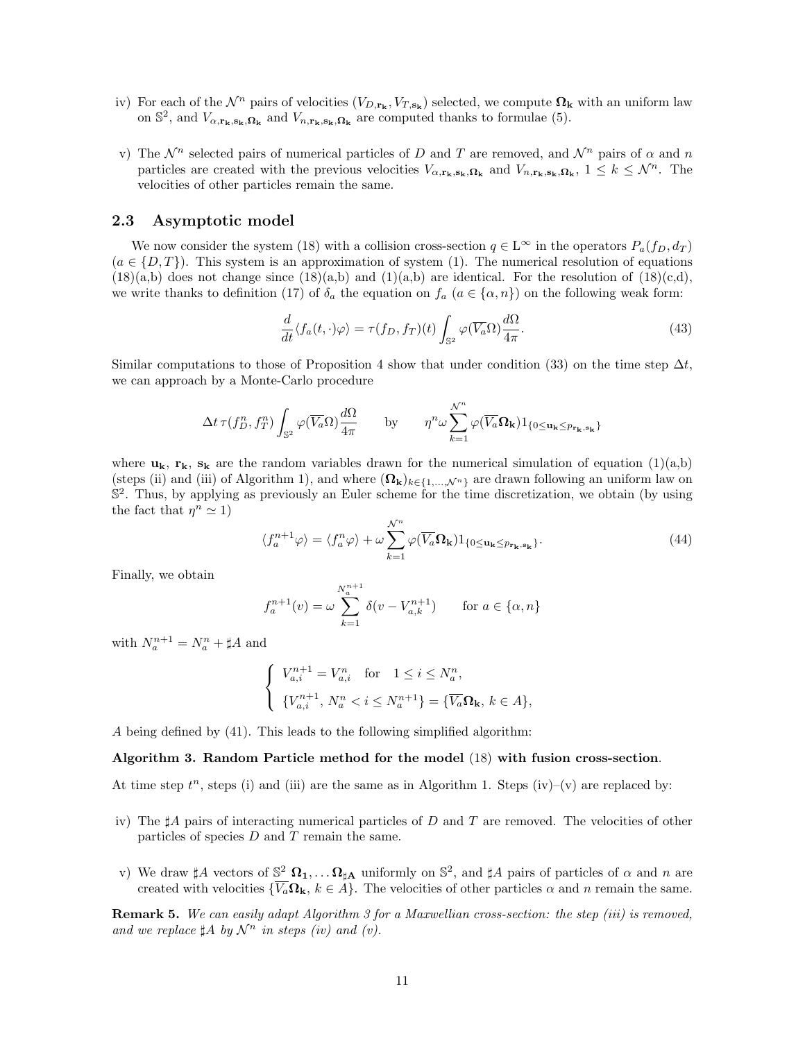iv) For each of the $\mathcal{N}^n$ pairs of velocities $(V_{D,\mathbf{r_k}}, V_{T,\mathbf{s_k}})$ selected, we compute $\mathbf{\Omega_k}$ with an uniform law on $\mathbb{S}^2$, and $V_{\alpha,\mathbf{r_k},\mathbf{s_k},\mathbf{\Omega_k}}$ and $V_{n,\mathbf{r_k},\mathbf{s_k},\mathbf{\Omega_k}}$ are computed thanks to formulae (5).

v) The $\mathcal{N}^n$ selected pairs of numerical particles of $D$ and $T$ are removed, and $\mathcal{N}^n$ pairs of $\alpha$ and $n$ particles are created with the previous velocities $V_{\alpha,\mathbf{r_k},\mathbf{s_k},\mathbf{\Omega_k}}$ and $V_{n,\mathbf{r_k},\mathbf{s_k},\mathbf{\Omega_k}}$, $1 \leq k \leq \mathcal{N}^n$. The velocities of other particles remain the same.

### 2.3 Asymptotic model

We now consider the system (18) with a collision cross-section $q \in \mathrm{L}^\infty$ in the operators $P_a(f_D, d_T)$ ($a \in \{D, T\}$). This system is an approximation of system (1). The numerical resolution of equations (18)(a,b) does not change since (18)(a,b) and (1)(a,b) are identical. For the resolution of (18)(c,d), we write thanks to definition (17) of $\delta_a$ the equation on $f_a$ ($a \in \{\alpha, n\}$) on the following weak form:

$$\frac{d}{dt}\langle f_a(t,\cdot)\varphi\rangle = \tau(f_D, f_T)(t) \int_{\mathbb{S}^2} \varphi(\overline{V_a}\Omega)\frac{d\Omega}{4\pi}. \tag{43}$$

Similar computations to those of Proposition 4 show that under condition (33) on the time step $\Delta t$, we can approach by a Monte-Carlo procedure

$$\Delta t\, \tau(f_D^n, f_T^n) \int_{\mathbb{S}^2} \varphi(\overline{V_a}\Omega)\frac{d\Omega}{4\pi} \qquad \text{by} \qquad \eta^n \omega \sum_{k=1}^{\mathcal{N}^n} \varphi(\overline{V_a}\mathbf{\Omega_k}) 1_{\{0 \leq \mathbf{u_k} \leq p_{\mathbf{r_k},\mathbf{s_k}}\}}$$

where $\mathbf{u_k}$, $\mathbf{r_k}$, $\mathbf{s_k}$ are the random variables drawn for the numerical simulation of equation (1)(a,b) (steps (ii) and (iii) of Algorithm 1), and where $(\mathbf{\Omega_k})_{k\in\{1,\dots,\mathcal{N}^n\}}$ are drawn following an uniform law on $\mathbb{S}^2$. Thus, by applying as previously an Euler scheme for the time discretization, we obtain (by using the fact that $\eta^n \simeq 1$)

$$\langle f_a^{n+1}\varphi\rangle = \langle f_a^n \varphi\rangle + \omega \sum_{k=1}^{\mathcal{N}^n} \varphi(\overline{V_a}\mathbf{\Omega_k}) 1_{\{0 \leq \mathbf{u_k} \leq p_{\mathbf{r_k},\mathbf{s_k}}\}}. \tag{44}$$

Finally, we obtain

$$f_a^{n+1}(v) = \omega \sum_{k=1}^{N_a^{n+1}} \delta(v - V_{a,k}^{n+1}) \qquad \text{for } a \in \{\alpha, n\}$$

with $N_a^{n+1} = N_a^n + \sharp A$ and

$$\begin{cases} V_{a,i}^{n+1} = V_{a,i}^n \quad \text{for} \quad 1 \leq i \leq N_a^n, \\ \{V_{a,i}^{n+1},\, N_a^n < i \leq N_a^{n+1}\} = \{\overline{V_a}\mathbf{\Omega_k},\, k \in A\}, \end{cases}$$

$A$ being defined by (41). This leads to the following simplified algorithm:

**Algorithm 3. Random Particle method for the model (18) with fusion cross-section.**

At time step $t^n$, steps (i) and (iii) are the same as in Algorithm 1. Steps (iv)–(v) are replaced by:

iv) The $\sharp A$ pairs of interacting numerical particles of $D$ and $T$ are removed. The velocities of other particles of species $D$ and $T$ remain the same.

v) We draw $\sharp A$ vectors of $\mathbb{S}^2$ $\mathbf{\Omega_1}, \dots \mathbf{\Omega_{\sharp A}}$ uniformly on $\mathbb{S}^2$, and $\sharp A$ pairs of particles of $\alpha$ and $n$ are created with velocities $\{\overline{V_a}\mathbf{\Omega_k},\, k \in A\}$. The velocities of other particles $\alpha$ and $n$ remain the same.

**Remark 5.** *We can easily adapt Algorithm 3 for a Maxwellian cross-section: the step (iii) is removed, and we replace $\sharp A$ by $\mathcal{N}^n$ in steps (iv) and (v).*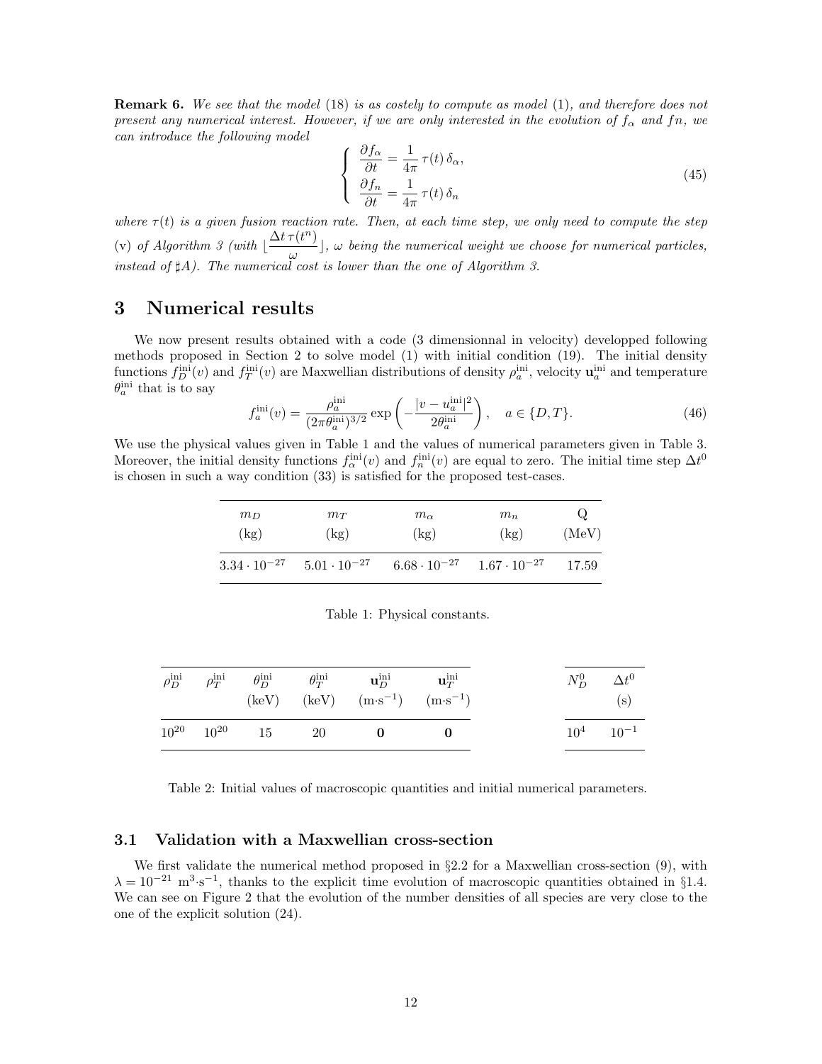**Remark 6.** *We see that the model (18) is as costely to compute as model (1), and therefore does not present any numerical interest. However, if we are only interested in the evolution of $f_\alpha$ and $fn$, we can introduce the following model*

$$
\left\{
\begin{array}{l}
\dfrac{\partial f_\alpha}{\partial t} = \dfrac{1}{4\pi}\,\tau(t)\,\delta_\alpha, \\
\dfrac{\partial f_n}{\partial t} = \dfrac{1}{4\pi}\,\tau(t)\,\delta_n
\end{array}
\right.
\tag{45}
$$

*where $\tau(t)$ is a given fusion reaction rate. Then, at each time step, we only need to compute the step* (v) *of Algorithm 3 (with $\lfloor \dfrac{\Delta t\,\tau(t^n)}{\omega} \rfloor$, $\omega$ being the numerical weight we choose for numerical particles, instead of $\sharp A$). The numerical cost is lower than the one of Algorithm 3.*

# 3 Numerical results

We now present results obtained with a code (3 dimensionnal in velocity) developped following methods proposed in Section 2 to solve model (1) with initial condition (19). The initial density functions $f_D^{\rm ini}(v)$ and $f_T^{\rm ini}(v)$ are Maxwellian distributions of density $\rho_a^{\rm ini}$, velocity $\mathbf{u}_a^{\rm ini}$ and temperature $\theta_a^{\rm ini}$ that is to say

$$
f_a^{\rm ini}(v) = \frac{\rho_a^{\rm ini}}{(2\pi\theta_a^{\rm ini})^{3/2}} \exp\left(-\frac{|v-u_a^{\rm ini}|^2}{2\theta_a^{\rm ini}}\right), \quad a \in \{D, T\}. \tag{46}
$$

We use the physical values given in Table 1 and the values of numerical parameters given in Table 3. Moreover, the initial density functions $f_\alpha^{\rm ini}(v)$ and $f_n^{\rm ini}(v)$ are equal to zero. The initial time step $\Delta t^0$ is chosen in such a way condition (33) is satisfied for the proposed test-cases.

| $m_D$ (kg) | $m_T$ (kg) | $m_\alpha$ (kg) | $m_n$ (kg) | Q (MeV) |
|---|---|---|---|---|
| $3.34 \cdot 10^{-27}$ | $5.01 \cdot 10^{-27}$ | $6.68 \cdot 10^{-27}$ | $1.67 \cdot 10^{-27}$ | 17.59 |

Table 1: Physical constants.

| $\rho_D^{\rm ini}$ | $\rho_T^{\rm ini}$ | $\theta_D^{\rm ini}$ (keV) | $\theta_T^{\rm ini}$ (keV) | $\mathbf{u}_D^{\rm ini}$ (m·s$^{-1}$) | $\mathbf{u}_T^{\rm ini}$ (m·s$^{-1}$) |
|---|---|---|---|---|---|
| $10^{20}$ | $10^{20}$ | 15 | 20 | $\mathbf{0}$ | $\mathbf{0}$ |

| $N_D^0$ | $\Delta t^0$ (s) |
|---|---|
| $10^4$ | $10^{-1}$ |

Table 2: Initial values of macroscopic quantities and initial numerical parameters.

## 3.1 Validation with a Maxwellian cross-section

We first validate the numerical method proposed in §2.2 for a Maxwellian cross-section (9), with $\lambda = 10^{-21}$ m$^3$·s$^{-1}$, thanks to the explicit time evolution of macroscopic quantities obtained in §1.4. We can see on Figure 2 that the evolution of the number densities of all species are very close to the one of the explicit solution (24).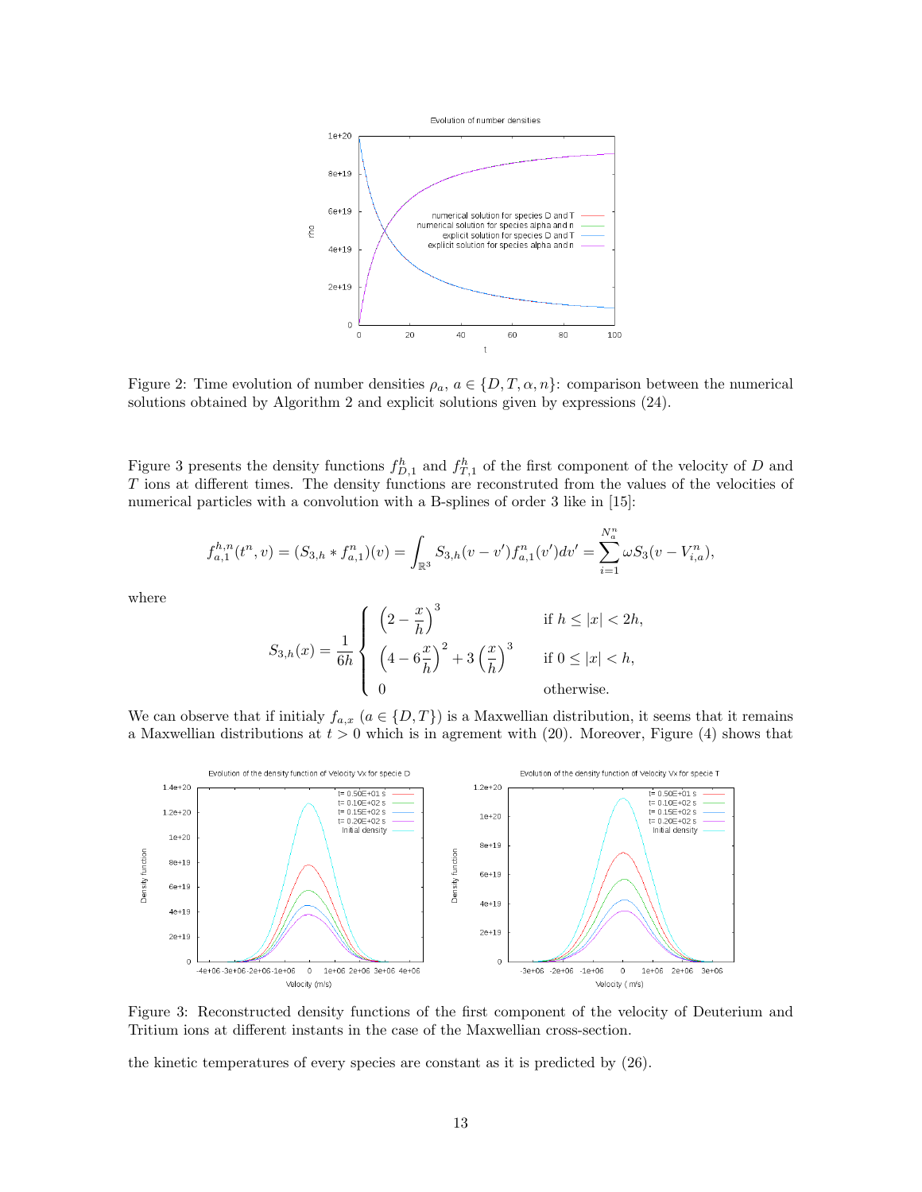Figure 2: Time evolution of number densities $\rho_a$, $a \in \{D, T, \alpha, n\}$: comparison between the numerical solutions obtained by Algorithm 2 and explicit solutions given by expressions (24).

Figure 3 presents the density functions $f^h_{D,1}$ and $f^h_{T,1}$ of the first component of the velocity of $D$ and $T$ ions at different times. The density functions are reconstructed from the values of the velocities of numerical particles with a convolution with a B-splines of order 3 like in [15]:

$$f^{h,n}_{a,1}(t^n, v) = (S_{3,h} * f^n_{a,1})(v) = \int_{\mathbb{R}^3} S_{3,h}(v - v') f^n_{a,1}(v') dv' = \sum_{i=1}^{N^n_a} \omega S_3(v - V^n_{i,a}),$$

where

$$S_{3,h}(x) = \frac{1}{6h} \begin{cases} \left(2 - \dfrac{x}{h}\right)^3 & \text{if } h \leq |x| < 2h, \\ \left(4 - 6\dfrac{x}{h}\right)^2 + 3\left(\dfrac{x}{h}\right)^3 & \text{if } 0 \leq |x| < h, \\ 0 & \text{otherwise.} \end{cases}$$

We can observe that if initialy $f_{a,x}$ ($a \in \{D, T\}$) is a Maxwellian distribution, it seems that it remains a Maxwellian distributions at $t > 0$ which is in agrement with (20). Moreover, Figure (4) shows that

Figure 3: Reconstructed density functions of the first component of the velocity of Deuterium and Tritium ions at different instants in the case of the Maxwellian cross-section.

the kinetic temperatures of every species are constant as it is predicted by (26).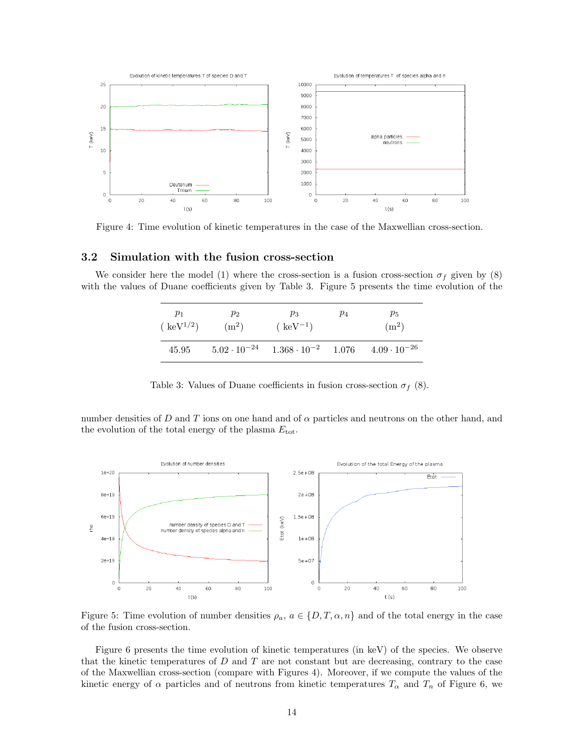Figure 4: Time evolution of kinetic temperatures in the case of the Maxwellian cross-section.

### 3.2 Simulation with the fusion cross-section

We consider here the model (1) where the cross-section is a fusion cross-section $\sigma_f$ given by (8) with the values of Duane coefficients given by Table 3. Figure 5 presents the time evolution of the number densities of $D$ and $T$ ions on one hand and of $\alpha$ particles and neutrons on the other hand, and the evolution of the total energy of the plasma $E_{\text{tot}}$.

| $p_1$ ( $\text{keV}^{1/2}$) | $p_2$ ($\text{m}^2$) | $p_3$ ( $\text{keV}^{-1}$) | $p_4$ | $p_5$ ($\text{m}^2$) |
|---|---|---|---|---|
| 45.95 | $5.02 \cdot 10^{-24}$ | $1.368 \cdot 10^{-2}$ | 1.076 | $4.09 \cdot 10^{-26}$ |

Table 3: Values of Duane coefficients in fusion cross-section $\sigma_f$ (8).

Figure 5: Time evolution of number densities $\rho_a$, $a \in \{D, T, \alpha, n\}$ and of the total energy in the case of the fusion cross-section.

Figure 6 presents the time evolution of kinetic temperatures (in keV) of the species. We observe that the kinetic temperatures of $D$ and $T$ are not constant but are decreasing, contrary to the case of the Maxwellian cross-section (compare with Figures 4). Moreover, if we compute the values of the kinetic energy of $\alpha$ particles and of neutrons from kinetic temperatures $T_\alpha$ and $T_n$ of Figure 6, we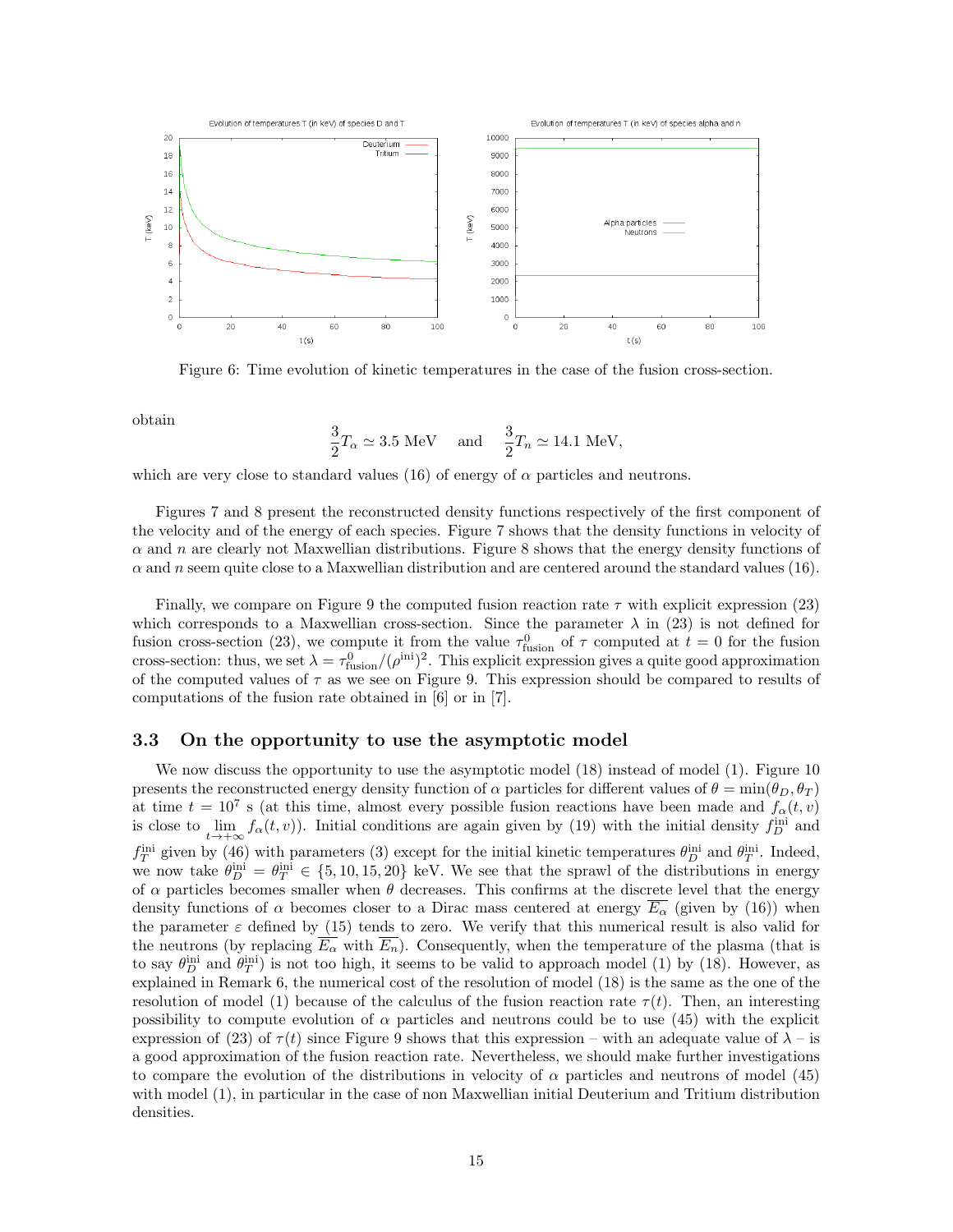Figure 6: Time evolution of kinetic temperatures in the case of the fusion cross-section.

obtain

$$\frac{3}{2}T_\alpha \simeq 3.5 \text{ MeV} \quad \text{and} \quad \frac{3}{2}T_n \simeq 14.1 \text{ MeV},$$

which are very close to standard values (16) of energy of $\alpha$ particles and neutrons.

Figures 7 and 8 present the reconstructed density functions respectively of the first component of the velocity and of the energy of each species. Figure 7 shows that the density functions in velocity of $\alpha$ and $n$ are clearly not Maxwellian distributions. Figure 8 shows that the energy density functions of $\alpha$ and $n$ seem quite close to a Maxwellian distribution and are centered around the standard values (16).

Finally, we compare on Figure 9 the computed fusion reaction rate $\tau$ with explicit expression (23) which corresponds to a Maxwellian cross-section. Since the parameter $\lambda$ in (23) is not defined for fusion cross-section (23), we compute it from the value $\tau^0_{\text{fusion}}$ of $\tau$ computed at $t = 0$ for the fusion cross-section: thus, we set $\lambda = \tau^0_{\text{fusion}}/(\rho^{\text{ini}})^2$. This explicit expression gives a quite good approximation of the computed values of $\tau$ as we see on Figure 9. This expression should be compared to results of computations of the fusion rate obtained in [6] or in [7].

### 3.3 On the opportunity to use the asymptotic model

We now discuss the opportunity to use the asymptotic model (18) instead of model (1). Figure 10 presents the reconstructed energy density function of $\alpha$ particles for different values of $\theta = \min(\theta_D, \theta_T)$ at time $t = 10^7$ s (at this time, almost every possible fusion reactions have been made and $f_\alpha(t, v)$ is close to $\lim_{t\to+\infty} f_\alpha(t, v)$). Initial conditions are again given by (19) with the initial density $f_D^{\text{ini}}$ and $f_T^{\text{ini}}$ given by (46) with parameters (3) except for the initial kinetic temperatures $\theta_D^{\text{ini}}$ and $\theta_T^{\text{ini}}$. Indeed, we now take $\theta_D^{\text{ini}} = \theta_T^{\text{ini}} \in \{5, 10, 15, 20\}$ keV. We see that the sprawl of the distributions in energy of $\alpha$ particles becomes smaller when $\theta$ decreases. This confirms at the discrete level that the energy density functions of $\alpha$ becomes closer to a Dirac mass centered at energy $\overline{E_\alpha}$ (given by (16)) when the parameter $\varepsilon$ defined by (15) tends to zero. We verify that this numerical result is also valid for the neutrons (by replacing $\overline{E_\alpha}$ with $\overline{E_n}$). Consequently, when the temperature of the plasma (that is to say $\theta_D^{\text{ini}}$ and $\theta_T^{\text{ini}}$) is not too high, it seems to be valid to approach model (1) by (18). However, as explained in Remark 6, the numerical cost of the resolution of model (18) is the same as the one of the resolution of model (1) because of the calculus of the fusion reaction rate $\tau(t)$. Then, an interesting possibility to compute evolution of $\alpha$ particles and neutrons could be to use (45) with the explicit expression of (23) of $\tau(t)$ since Figure 9 shows that this expression – with an adequate value of $\lambda$ – is a good approximation of the fusion reaction rate. Nevertheless, we should make further investigations to compare the evolution of the distributions in velocity of $\alpha$ particles and neutrons of model (45) with model (1), in particular in the case of non Maxwellian initial Deuterium and Tritium distribution densities.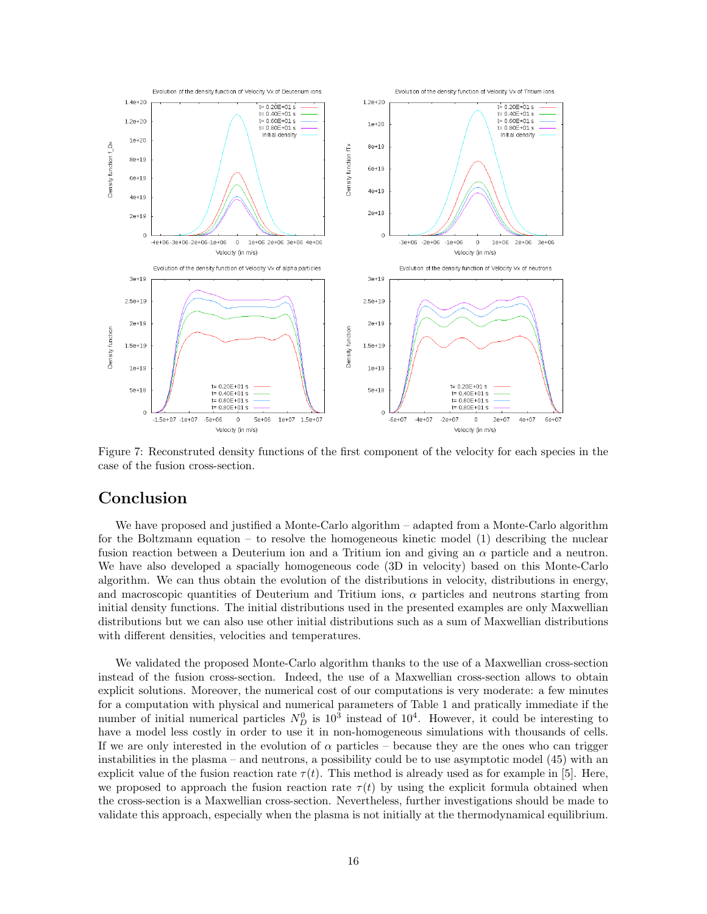Figure 7: Reconstruted density functions of the first component of the velocity for each species in the case of the fusion cross-section.

## Conclusion

We have proposed and justified a Monte-Carlo algorithm – adapted from a Monte-Carlo algorithm for the Boltzmann equation – to resolve the homogeneous kinetic model (1) describing the nuclear fusion reaction between a Deuterium ion and a Tritium ion and giving an $\alpha$ particle and a neutron. We have also developed a spatially homogeneous code (3D in velocity) based on this Monte-Carlo algorithm. We can thus obtain the evolution of the distributions in velocity, distributions in energy, and macroscopic quantities of Deuterium and Tritium ions, $\alpha$ particles and neutrons starting from initial density functions. The initial distributions used in the presented examples are only Maxwellian distributions but we can also use other initial distributions such as a sum of Maxwellian distributions with different densities, velocities and temperatures.

We validated the proposed Monte-Carlo algorithm thanks to the use of a Maxwellian cross-section instead of the fusion cross-section. Indeed, the use of a Maxwellian cross-section allows to obtain explicit solutions. Moreover, the numerical cost of our computations is very moderate: a few minutes for a computation with physical and numerical parameters of Table 1 and pratically immediate if the number of initial numerical particles $N_D^0$ is $10^3$ instead of $10^4$. However, it could be interesting to have a model less costly in order to use it in non-homogeneous simulations with thousands of cells. If we are only interested in the evolution of $\alpha$ particles – because they are the ones who can trigger instabilities in the plasma – and neutrons, a possibility could be to use asymptotic model (45) with an explicit value of the fusion reaction rate $\tau(t)$. This method is already used as for example in [5]. Here, we proposed to approach the fusion reaction rate $\tau(t)$ by using the explicit formula obtained when the cross-section is a Maxwellian cross-section. Nevertheless, further investigations should be made to validate this approach, especially when the plasma is not initially at the thermodynamical equilibrium.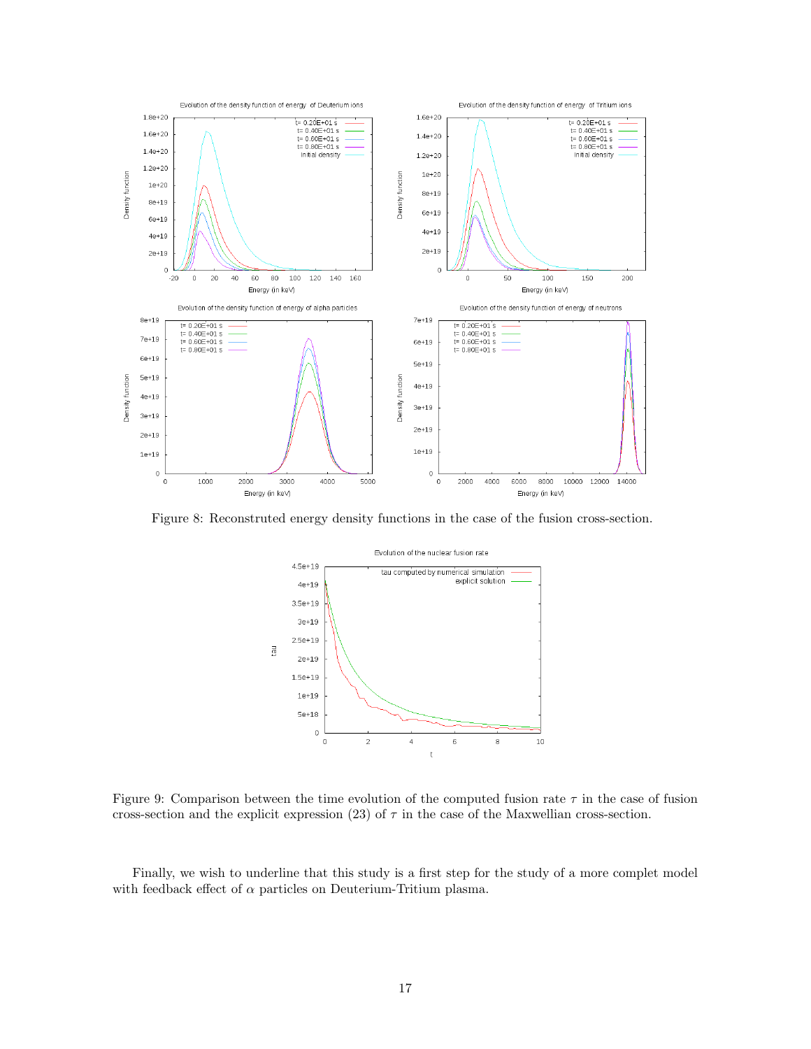Figure 8: Reconstruted energy density functions in the case of the fusion cross-section.

Figure 9: Comparison between the time evolution of the computed fusion rate $\tau$ in the case of fusion cross-section and the explicit expression (23) of $\tau$ in the case of the Maxwellian cross-section.

Finally, we wish to underline that this study is a first step for the study of a more complet model with feedback effect of $\alpha$ particles on Deuterium-Tritium plasma.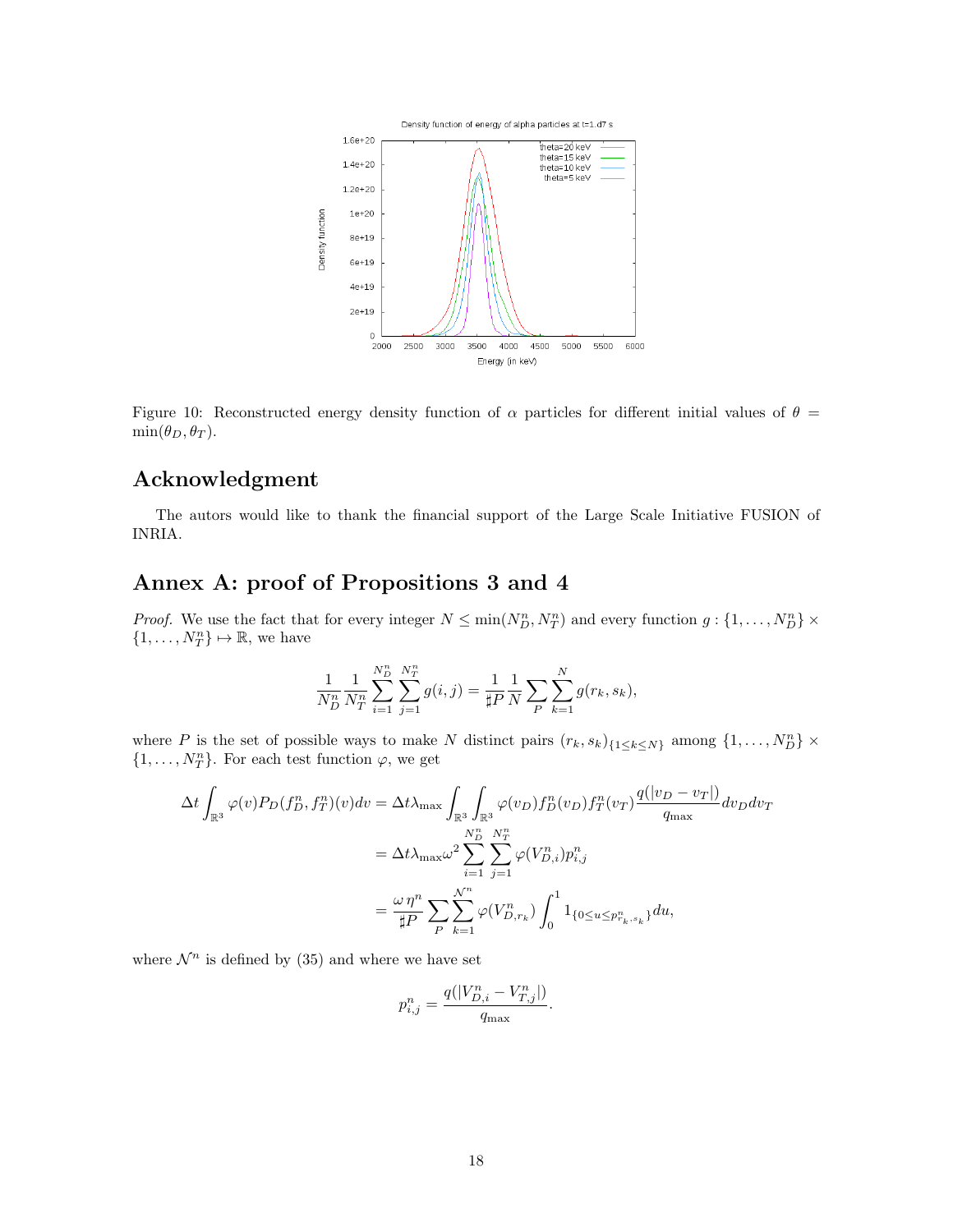Figure 10: Reconstructed energy density function of $\alpha$ particles for different initial values of $\theta = \min(\theta_D, \theta_T)$.

## Acknowledgment

The autors would like to thank the financial support of the Large Scale Initiative FUSION of INRIA.

## Annex A: proof of Propositions 3 and 4

*Proof.* We use the fact that for every integer $N \leq \min(N_D^n, N_T^n)$ and every function $g : \{1, \ldots, N_D^n\} \times \{1, \ldots, N_T^n\} \mapsto \mathbb{R}$, we have

$$\frac{1}{N_D^n} \frac{1}{N_T^n} \sum_{i=1}^{N_D^n} \sum_{j=1}^{N_T^n} g(i,j) = \frac{1}{\sharp P} \frac{1}{N} \sum_{P} \sum_{k=1}^{N} g(r_k, s_k),$$

where $P$ is the set of possible ways to make $N$ distinct pairs $(r_k, s_k)_{\{1 \leq k \leq N\}}$ among $\{1, \ldots, N_D^n\} \times \{1, \ldots, N_T^n\}$. For each test function $\varphi$, we get

$$\begin{aligned}
\Delta t \int_{\mathbb{R}^3} \varphi(v) P_D(f_D^n, f_T^n)(v) dv &= \Delta t \lambda_{\max} \int_{\mathbb{R}^3} \int_{\mathbb{R}^3} \varphi(v_D) f_D^n(v_D) f_T^n(v_T) \frac{q(|v_D - v_T|)}{q_{\max}} dv_D dv_T \\
&= \Delta t \lambda_{\max} \omega^2 \sum_{i=1}^{N_D^n} \sum_{j=1}^{N_T^n} \varphi(V_{D,i}^n) p_{i,j}^n \\
&= \frac{\omega \, \eta^n}{\sharp P} \sum_{P} \sum_{k=1}^{\mathcal{N}^n} \varphi(V_{D,r_k}^n) \int_0^1 1_{\{0 \leq u \leq p_{r_k, s_k}^n\}} du,
\end{aligned}$$

where $\mathcal{N}^n$ is defined by (35) and where we have set

$$p_{i,j}^n = \frac{q(|V_{D,i}^n - V_{T,j}^n|)}{q_{\max}}.$$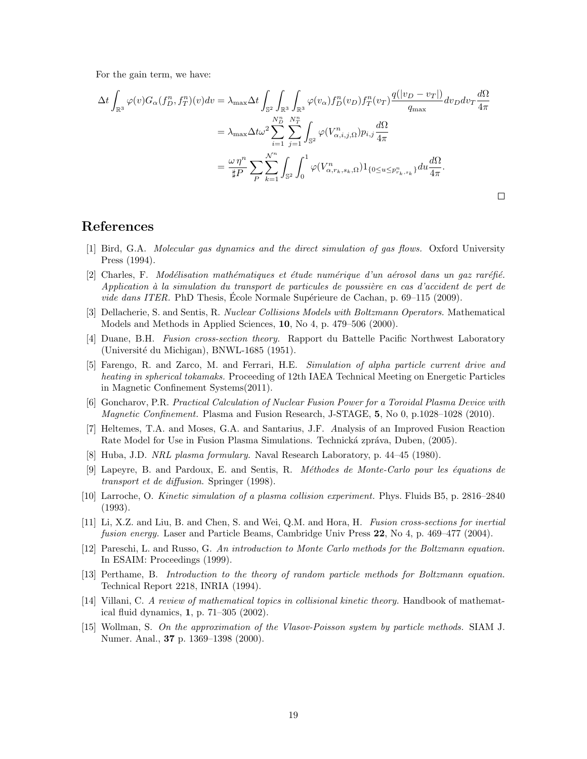For the gain term, we have:

$$
\begin{aligned}
\Delta t \int_{\mathbb{R}^3} \varphi(v) G_\alpha(f_D^n, f_T^n)(v) dv &= \lambda_{\max} \Delta t \int_{\mathbb{S}^2} \int_{\mathbb{R}^3} \int_{\mathbb{R}^3} \varphi(v_\alpha) f_D^n(v_D) f_T^n(v_T) \frac{q(|v_D - v_T|)}{q_{\max}} dv_D dv_T \frac{d\Omega}{4\pi} \\
&= \lambda_{\max} \Delta t \omega^2 \sum_{i=1}^{N_D^n} \sum_{j=1}^{N_T^n} \int_{\mathbb{S}^2} \varphi(V_{\alpha,i,j,\Omega}^n) p_{i,j} \frac{d\Omega}{4\pi} \\
&= \frac{\omega\, \eta^n}{\sharp P} \sum_P \sum_{k=1}^{\mathcal{N}^n} \int_{\mathbb{S}^2} \int_0^1 \varphi(V_{\alpha,r_k,s_k,\Omega}^n) 1_{\{0 \leq u \leq p_{r_k,s_k}^n\}} du \frac{d\Omega}{4\pi}.
\end{aligned}
$$

□

# References

[1] Bird, G.A. *Molecular gas dynamics and the direct simulation of gas flows.* Oxford University Press (1994).

[2] Charles, F. *Modélisation mathématiques et étude numérique d'un aérosol dans un gaz raréfié. Application à la simulation du transport de particules de poussière en cas d'accident de pert de vide dans ITER.* PhD Thesis, École Normale Supérieure de Cachan, p. 69–115 (2009).

[3] Dellacherie, S. and Sentis, R. *Nuclear Collisions Models with Boltzmann Operators.* Mathematical Models and Methods in Applied Sciences, **10**, No 4, p. 479–506 (2000).

[4] Duane, B.H. *Fusion cross-section theory.* Rapport du Battelle Pacific Northwest Laboratory (Université du Michigan), BNWL-1685 (1951).

[5] Farengo, R. and Zarco, M. and Ferrari, H.E. *Simulation of alpha particle current drive and heating in spherical tokamaks.* Proceeding of 12th IAEA Technical Meeting on Energetic Particles in Magnetic Confinement Systems(2011).

[6] Goncharov, P.R. *Practical Calculation of Nuclear Fusion Power for a Toroidal Plasma Device with Magnetic Confinement.* Plasma and Fusion Research, J-STAGE, **5**, No 0, p.1028–1028 (2010).

[7] Heltemes, T.A. and Moses, G.A. and Santarius, J.F. *A*nalysis of an Improved Fusion Reaction Rate Model for Use in Fusion Plasma Simulations. Technická zpráva, Duben, (2005).

[8] Huba, J.D. *NRL plasma formulary.* Naval Research Laboratory, p. 44–45 (1980).

[9] Lapeyre, B. and Pardoux, E. and Sentis, R. *Méthodes de Monte-Carlo pour les équations de transport et de diffusion*. Springer (1998).

[10] Larroche, O. *Kinetic simulation of a plasma collision experiment.* Phys. Fluids B5, p. 2816–2840 (1993).

[11] Li, X.Z. and Liu, B. and Chen, S. and Wei, Q.M. and Hora, H. *Fusion cross-sections for inertial fusion energy.* Laser and Particle Beams, Cambridge Univ Press **22**, No 4, p. 469–477 (2004).

[12] Pareschi, L. and Russo, G. *An introduction to Monte Carlo methods for the Boltzmann equation.* In ESAIM: Proceedings (1999).

[13] Perthame, B. *Introduction to the theory of random particle methods for Boltzmann equation.* Technical Report 2218, INRIA (1994).

[14] Villani, C. *A review of mathematical topics in collisional kinetic theory.* Handbook of mathematical fluid dynamics, **1**, p. 71–305 (2002).

[15] Wollman, S. *On the approximation of the Vlasov-Poisson system by particle methods.* SIAM J. Numer. Anal., **37** p. 1369–1398 (2000).